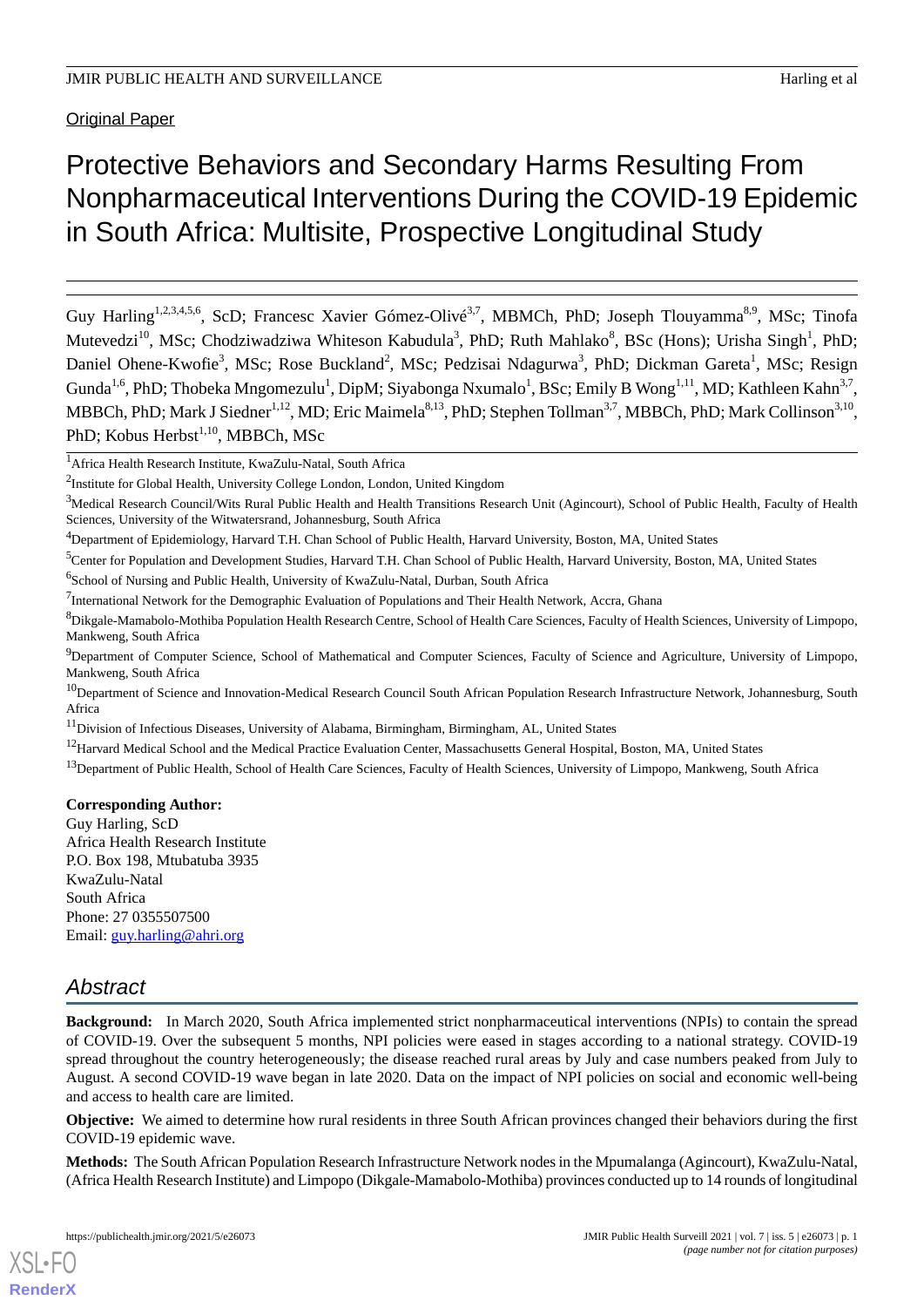Original Paper

# Protective Behaviors and Secondary Harms Resulting From Nonpharmaceutical Interventions During the COVID-19 Epidemic in South Africa: Multisite, Prospective Longitudinal Study

Guy Harling[1,2,3,4,5,6], ScD; Francesc Xavier Gómez-Olivé[3,7], MBMCh, PhD; Joseph Tlouyamma[8,9], MSc; Tinofa Mutevedzi[10], MSc; Chodziwadziwa Whiteson Kabudula[3], PhD; Ruth Mahlako[8], BSc (Hons); Urisha Singh[1], PhD; Daniel Ohene-Kwofie[3], MSc; Rose Buckland[2], MSc; Pedzisai Ndagurwa[3], PhD; Dickman Gareta[1], MSc; Resign Gunda[1,6], PhD; Thobeka Mngomezulu[1], DipM; Siyabonga Nxumalo[1], BSc; Emily B Wong[1,11], MD; Kathleen Kahn[3,7], MBBCh, PhD; Mark J Siedner[1,12], MD; Eric Maimela[8,13], PhD; Stephen Tollman[3,7], MBBCh, PhD; Mark Collinson[3,10], PhD; Kobus Herbst[1,10], MBBCh, MSc

[1]Africa Health Research Institute, KwaZulu-Natal, South Africa

[2]Institute for Global Health, University College London, London, United Kingdom

[3]Medical Research Council/Wits Rural Public Health and Health Transitions Research Unit (Agincourt), School of Public Health, Faculty of Health Sciences, University of the Witwatersrand, Johannesburg, South Africa

[4]Department of Epidemiology, Harvard T.H. Chan School of Public Health, Harvard University, Boston, MA, United States

[5]Center for Population and Development Studies, Harvard T.H. Chan School of Public Health, Harvard University, Boston, MA, United States

[6]School of Nursing and Public Health, University of KwaZulu-Natal, Durban, South Africa

[7]International Network for the Demographic Evaluation of Populations and Their Health Network, Accra, Ghana

[8]Dikgale-Mamabolo-Mothiba Population Health Research Centre, School of Health Care Sciences, Faculty of Health Sciences, University of Limpopo, Mankweng, South Africa

[9]Department of Computer Science, School of Mathematical and Computer Sciences, Faculty of Science and Agriculture, University of Limpopo, Mankweng, South Africa

[10]Department of Science and Innovation-Medical Research Council South African Population Research Infrastructure Network, Johannesburg, South Africa

[11]Division of Infectious Diseases, University of Alabama, Birmingham, Birmingham, AL, United States

[12]Harvard Medical School and the Medical Practice Evaluation Center, Massachusetts General Hospital, Boston, MA, United States

[13]Department of Public Health, School of Health Care Sciences, Faculty of Health Sciences, University of Limpopo, Mankweng, South Africa

**Corresponding Author:**
Guy Harling, ScD
Africa Health Research Institute
P.O. Box 198, Mtubatuba 3935
KwaZulu-Natal
South Africa
Phone: 27 0355507500
Email: guy.harling@ahri.org

## *Abstract*

**Background:** In March 2020, South Africa implemented strict nonpharmaceutical interventions (NPIs) to contain the spread of COVID-19. Over the subsequent 5 months, NPI policies were eased in stages according to a national strategy. COVID-19 spread throughout the country heterogeneously; the disease reached rural areas by July and case numbers peaked from July to August. A second COVID-19 wave began in late 2020. Data on the impact of NPI policies on social and economic well-being and access to health care are limited.

**Objective:** We aimed to determine how rural residents in three South African provinces changed their behaviors during the first COVID-19 epidemic wave.

**Methods:** The South African Population Research Infrastructure Network nodes in the Mpumalanga (Agincourt), KwaZulu-Natal, (Africa Health Research Institute) and Limpopo (Dikgale-Mamabolo-Mothiba) provinces conducted up to 14 rounds of longitudinal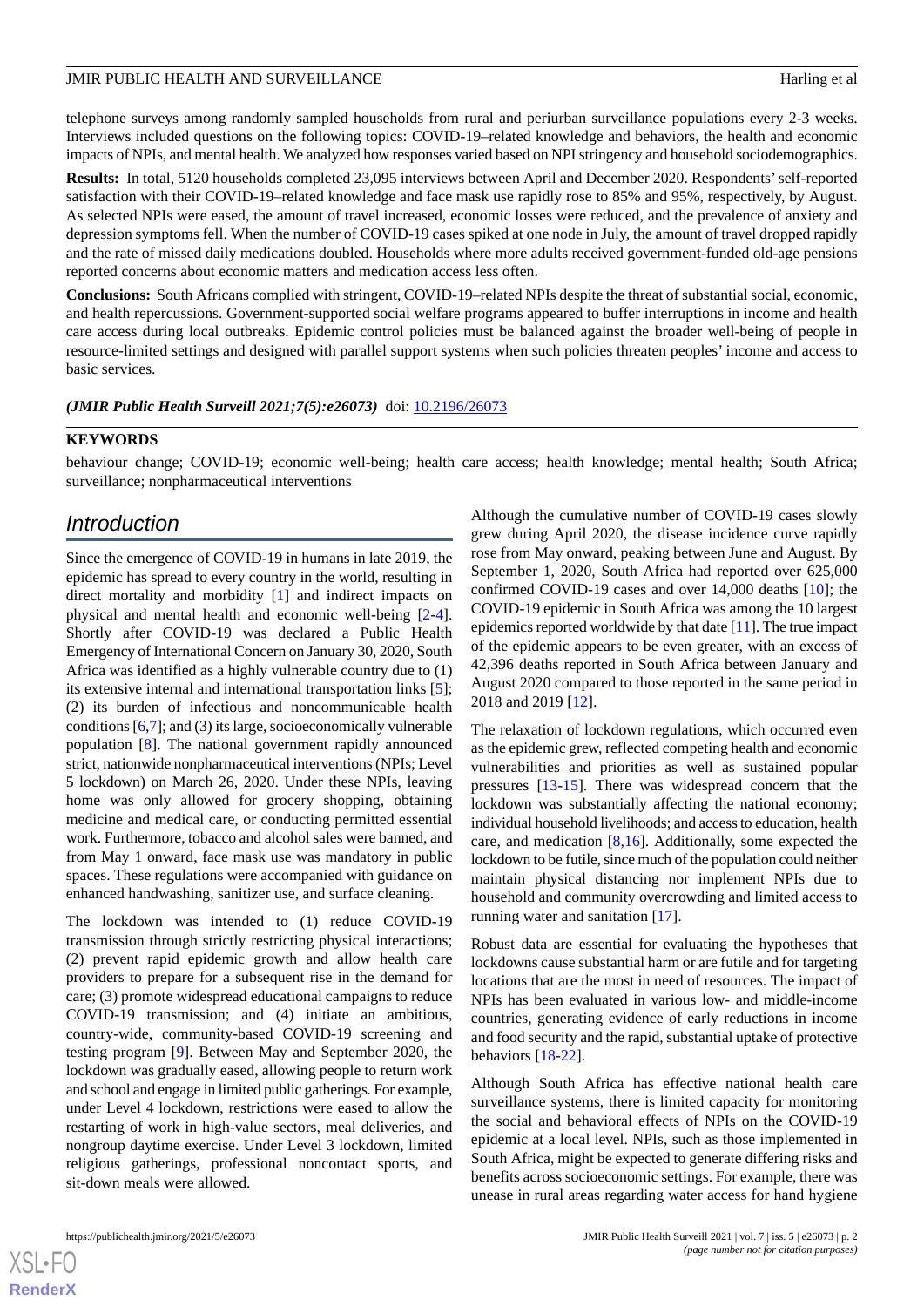telephone surveys among randomly sampled households from rural and periurban surveillance populations every 2-3 weeks. Interviews included questions on the following topics: COVID-19–related knowledge and behaviors, the health and economic impacts of NPIs, and mental health. We analyzed how responses varied based on NPI stringency and household sociodemographics.

**Results:** In total, 5120 households completed 23,095 interviews between April and December 2020. Respondents' self-reported satisfaction with their COVID-19–related knowledge and face mask use rapidly rose to 85% and 95%, respectively, by August. As selected NPIs were eased, the amount of travel increased, economic losses were reduced, and the prevalence of anxiety and depression symptoms fell. When the number of COVID-19 cases spiked at one node in July, the amount of travel dropped rapidly and the rate of missed daily medications doubled. Households where more adults received government-funded old-age pensions reported concerns about economic matters and medication access less often.

**Conclusions:** South Africans complied with stringent, COVID-19–related NPIs despite the threat of substantial social, economic, and health repercussions. Government-supported social welfare programs appeared to buffer interruptions in income and health care access during local outbreaks. Epidemic control policies must be balanced against the broader well-being of people in resource-limited settings and designed with parallel support systems when such policies threaten peoples' income and access to basic services.

***(JMIR Public Health Surveill 2021;7(5):e26073)*** doi: 10.2196/26073

**KEYWORDS**

behaviour change; COVID-19; economic well-being; health care access; health knowledge; mental health; South Africa; surveillance; nonpharmaceutical interventions

## Introduction

Since the emergence of COVID-19 in humans in late 2019, the epidemic has spread to every country in the world, resulting in direct mortality and morbidity [1] and indirect impacts on physical and mental health and economic well-being [2-4]. Shortly after COVID-19 was declared a Public Health Emergency of International Concern on January 30, 2020, South Africa was identified as a highly vulnerable country due to (1) its extensive internal and international transportation links [5]; (2) its burden of infectious and noncommunicable health conditions [6,7]; and (3) its large, socioeconomically vulnerable population [8]. The national government rapidly announced strict, nationwide nonpharmaceutical interventions (NPIs; Level 5 lockdown) on March 26, 2020. Under these NPIs, leaving home was only allowed for grocery shopping, obtaining medicine and medical care, or conducting permitted essential work. Furthermore, tobacco and alcohol sales were banned, and from May 1 onward, face mask use was mandatory in public spaces. These regulations were accompanied with guidance on enhanced handwashing, sanitizer use, and surface cleaning.

The lockdown was intended to (1) reduce COVID-19 transmission through strictly restricting physical interactions; (2) prevent rapid epidemic growth and allow health care providers to prepare for a subsequent rise in the demand for care; (3) promote widespread educational campaigns to reduce COVID-19 transmission; and (4) initiate an ambitious, country-wide, community-based COVID-19 screening and testing program [9]. Between May and September 2020, the lockdown was gradually eased, allowing people to return work and school and engage in limited public gatherings. For example, under Level 4 lockdown, restrictions were eased to allow the restarting of work in high-value sectors, meal deliveries, and nongroup daytime exercise. Under Level 3 lockdown, limited religious gatherings, professional noncontact sports, and sit-down meals were allowed.

Although the cumulative number of COVID-19 cases slowly grew during April 2020, the disease incidence curve rapidly rose from May onward, peaking between June and August. By September 1, 2020, South Africa had reported over 625,000 confirmed COVID-19 cases and over 14,000 deaths [10]; the COVID-19 epidemic in South Africa was among the 10 largest epidemics reported worldwide by that date [11]. The true impact of the epidemic appears to be even greater, with an excess of 42,396 deaths reported in South Africa between January and August 2020 compared to those reported in the same period in 2018 and 2019 [12].

The relaxation of lockdown regulations, which occurred even as the epidemic grew, reflected competing health and economic vulnerabilities and priorities as well as sustained popular pressures [13-15]. There was widespread concern that the lockdown was substantially affecting the national economy; individual household livelihoods; and access to education, health care, and medication [8,16]. Additionally, some expected the lockdown to be futile, since much of the population could neither maintain physical distancing nor implement NPIs due to household and community overcrowding and limited access to running water and sanitation [17].

Robust data are essential for evaluating the hypotheses that lockdowns cause substantial harm or are futile and for targeting locations that are the most in need of resources. The impact of NPIs has been evaluated in various low- and middle-income countries, generating evidence of early reductions in income and food security and the rapid, substantial uptake of protective behaviors [18-22].

Although South Africa has effective national health care surveillance systems, there is limited capacity for monitoring the social and behavioral effects of NPIs on the COVID-19 epidemic at a local level. NPIs, such as those implemented in South Africa, might be expected to generate differing risks and benefits across socioeconomic settings. For example, there was unease in rural areas regarding water access for hand hygiene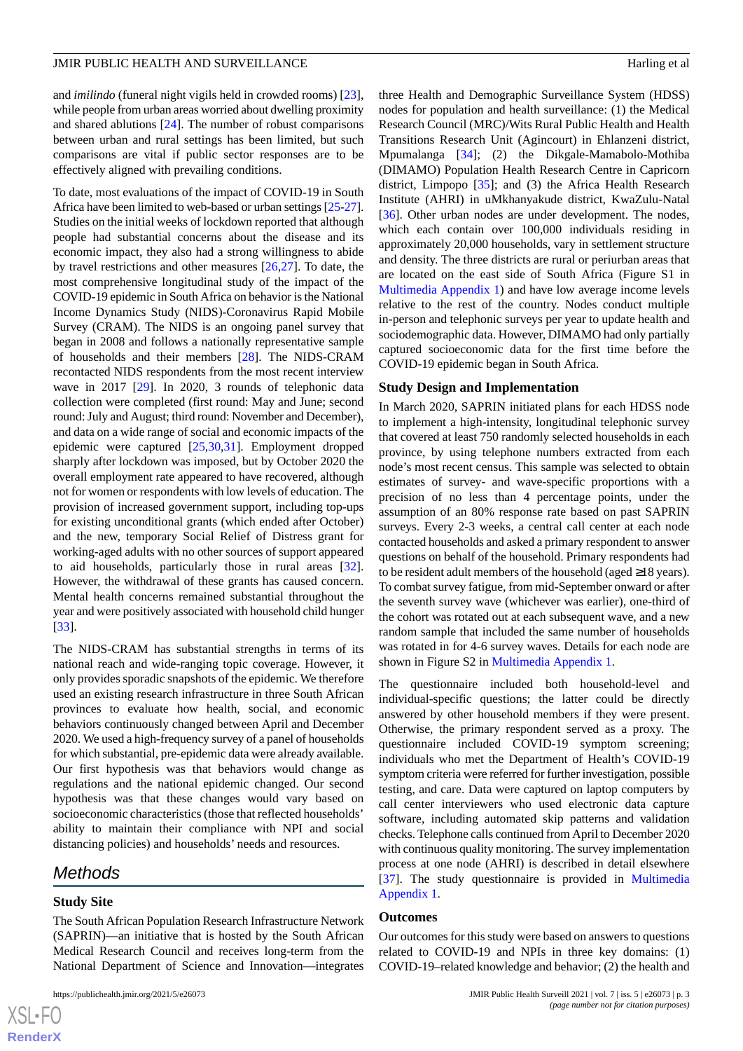and *imilindo* (funeral night vigils held in crowded rooms) [23], while people from urban areas worried about dwelling proximity and shared ablutions [24]. The number of robust comparisons between urban and rural settings has been limited, but such comparisons are vital if public sector responses are to be effectively aligned with prevailing conditions.

To date, most evaluations of the impact of COVID-19 in South Africa have been limited to web-based or urban settings [25-27]. Studies on the initial weeks of lockdown reported that although people had substantial concerns about the disease and its economic impact, they also had a strong willingness to abide by travel restrictions and other measures [26,27]. To date, the most comprehensive longitudinal study of the impact of the COVID-19 epidemic in South Africa on behavior is the National Income Dynamics Study (NIDS)-Coronavirus Rapid Mobile Survey (CRAM). The NIDS is an ongoing panel survey that began in 2008 and follows a nationally representative sample of households and their members [28]. The NIDS-CRAM recontacted NIDS respondents from the most recent interview wave in 2017 [29]. In 2020, 3 rounds of telephonic data collection were completed (first round: May and June; second round: July and August; third round: November and December), and data on a wide range of social and economic impacts of the epidemic were captured [25,30,31]. Employment dropped sharply after lockdown was imposed, but by October 2020 the overall employment rate appeared to have recovered, although not for women or respondents with low levels of education. The provision of increased government support, including top-ups for existing unconditional grants (which ended after October) and the new, temporary Social Relief of Distress grant for working-aged adults with no other sources of support appeared to aid households, particularly those in rural areas [32]. However, the withdrawal of these grants has caused concern. Mental health concerns remained substantial throughout the year and were positively associated with household child hunger [33].

The NIDS-CRAM has substantial strengths in terms of its national reach and wide-ranging topic coverage. However, it only provides sporadic snapshots of the epidemic. We therefore used an existing research infrastructure in three South African provinces to evaluate how health, social, and economic behaviors continuously changed between April and December 2020. We used a high-frequency survey of a panel of households for which substantial, pre-epidemic data were already available. Our first hypothesis was that behaviors would change as regulations and the national epidemic changed. Our second hypothesis was that these changes would vary based on socioeconomic characteristics (those that reflected households' ability to maintain their compliance with NPI and social distancing policies) and households' needs and resources.

## Methods

### Study Site

The South African Population Research Infrastructure Network (SAPRIN)—an initiative that is hosted by the South African Medical Research Council and receives long-term from the National Department of Science and Innovation—integrates three Health and Demographic Surveillance System (HDSS) nodes for population and health surveillance: (1) the Medical Research Council (MRC)/Wits Rural Public Health and Health Transitions Research Unit (Agincourt) in Ehlanzeni district, Mpumalanga [34]; (2) the Dikgale-Mamabolo-Mothiba (DIMAMO) Population Health Research Centre in Capricorn district, Limpopo [35]; and (3) the Africa Health Research Institute (AHRI) in uMkhanyakude district, KwaZulu-Natal [36]. Other urban nodes are under development. The nodes, which each contain over 100,000 individuals residing in approximately 20,000 households, vary in settlement structure and density. The three districts are rural or periurban areas that are located on the east side of South Africa (Figure S1 in Multimedia Appendix 1) and have low average income levels relative to the rest of the country. Nodes conduct multiple in-person and telephonic surveys per year to update health and sociodemographic data. However, DIMAMO had only partially captured socioeconomic data for the first time before the COVID-19 epidemic began in South Africa.

### Study Design and Implementation

In March 2020, SAPRIN initiated plans for each HDSS node to implement a high-intensity, longitudinal telephonic survey that covered at least 750 randomly selected households in each province, by using telephone numbers extracted from each node's most recent census. This sample was selected to obtain estimates of survey- and wave-specific proportions with a precision of no less than 4 percentage points, under the assumption of an 80% response rate based on past SAPRIN surveys. Every 2-3 weeks, a central call center at each node contacted households and asked a primary respondent to answer questions on behalf of the household. Primary respondents had to be resident adult members of the household (aged ≥18 years). To combat survey fatigue, from mid-September onward or after the seventh survey wave (whichever was earlier), one-third of the cohort was rotated out at each subsequent wave, and a new random sample that included the same number of households was rotated in for 4-6 survey waves. Details for each node are shown in Figure S2 in Multimedia Appendix 1.

The questionnaire included both household-level and individual-specific questions; the latter could be directly answered by other household members if they were present. Otherwise, the primary respondent served as a proxy. The questionnaire included COVID-19 symptom screening; individuals who met the Department of Health's COVID-19 symptom criteria were referred for further investigation, possible testing, and care. Data were captured on laptop computers by call center interviewers who used electronic data capture software, including automated skip patterns and validation checks. Telephone calls continued from April to December 2020 with continuous quality monitoring. The survey implementation process at one node (AHRI) is described in detail elsewhere [37]. The study questionnaire is provided in Multimedia Appendix 1.

### Outcomes

Our outcomes for this study were based on answers to questions related to COVID-19 and NPIs in three key domains: (1) COVID-19–related knowledge and behavior; (2) the health and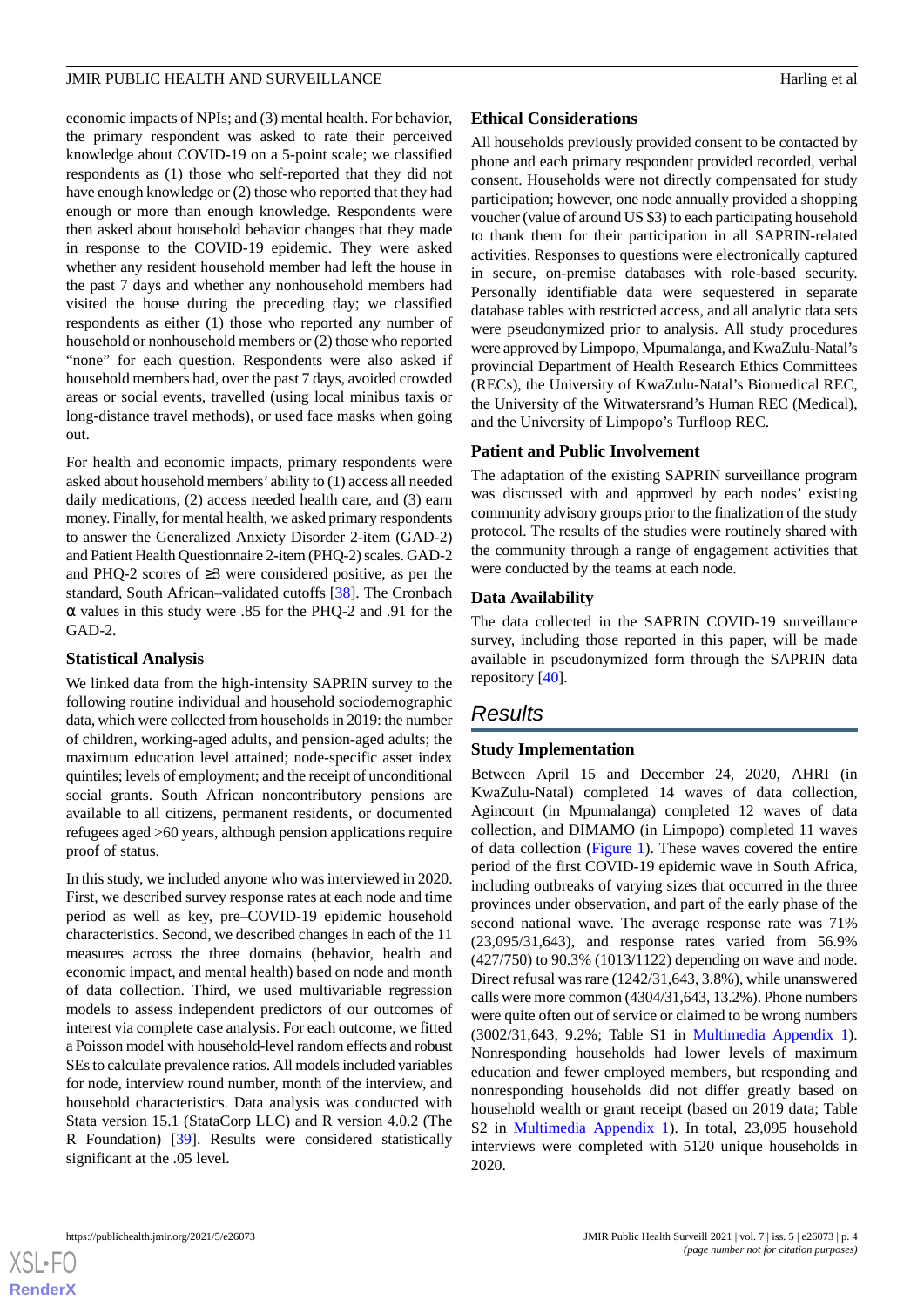economic impacts of NPIs; and (3) mental health. For behavior, the primary respondent was asked to rate their perceived knowledge about COVID-19 on a 5-point scale; we classified respondents as (1) those who self-reported that they did not have enough knowledge or (2) those who reported that they had enough or more than enough knowledge. Respondents were then asked about household behavior changes that they made in response to the COVID-19 epidemic. They were asked whether any resident household member had left the house in the past 7 days and whether any nonhousehold members had visited the house during the preceding day; we classified respondents as either (1) those who reported any number of household or nonhousehold members or (2) those who reported "none" for each question. Respondents were also asked if household members had, over the past 7 days, avoided crowded areas or social events, travelled (using local minibus taxis or long-distance travel methods), or used face masks when going out.

For health and economic impacts, primary respondents were asked about household members' ability to (1) access all needed daily medications, (2) access needed health care, and (3) earn money. Finally, for mental health, we asked primary respondents to answer the Generalized Anxiety Disorder 2-item (GAD-2) and Patient Health Questionnaire 2-item (PHQ-2) scales. GAD-2 and PHQ-2 scores of ≥3 were considered positive, as per the standard, South African–validated cutoffs [38]. The Cronbach α values in this study were .85 for the PHQ-2 and .91 for the GAD-2.

### Statistical Analysis

We linked data from the high-intensity SAPRIN survey to the following routine individual and household sociodemographic data, which were collected from households in 2019: the number of children, working-aged adults, and pension-aged adults; the maximum education level attained; node-specific asset index quintiles; levels of employment; and the receipt of unconditional social grants. South African noncontributory pensions are available to all citizens, permanent residents, or documented refugees aged >60 years, although pension applications require proof of status.

In this study, we included anyone who was interviewed in 2020. First, we described survey response rates at each node and time period as well as key, pre–COVID-19 epidemic household characteristics. Second, we described changes in each of the 11 measures across the three domains (behavior, health and economic impact, and mental health) based on node and month of data collection. Third, we used multivariable regression models to assess independent predictors of our outcomes of interest via complete case analysis. For each outcome, we fitted a Poisson model with household-level random effects and robust SEs to calculate prevalence ratios. All models included variables for node, interview round number, month of the interview, and household characteristics. Data analysis was conducted with Stata version 15.1 (StataCorp LLC) and R version 4.0.2 (The R Foundation) [39]. Results were considered statistically significant at the .05 level.

### Ethical Considerations

All households previously provided consent to be contacted by phone and each primary respondent provided recorded, verbal consent. Households were not directly compensated for study participation; however, one node annually provided a shopping voucher (value of around US $3) to each participating household to thank them for their participation in all SAPRIN-related activities. Responses to questions were electronically captured in secure, on-premise databases with role-based security. Personally identifiable data were sequestered in separate database tables with restricted access, and all analytic data sets were pseudonymized prior to analysis. All study procedures were approved by Limpopo, Mpumalanga, and KwaZulu-Natal's provincial Department of Health Research Ethics Committees (RECs), the University of KwaZulu-Natal's Biomedical REC, the University of the Witwatersrand's Human REC (Medical), and the University of Limpopo's Turfloop REC.

### Patient and Public Involvement

The adaptation of the existing SAPRIN surveillance program was discussed with and approved by each nodes' existing community advisory groups prior to the finalization of the study protocol. The results of the studies were routinely shared with the community through a range of engagement activities that were conducted by the teams at each node.

### Data Availability

The data collected in the SAPRIN COVID-19 surveillance survey, including those reported in this paper, will be made available in pseudonymized form through the SAPRIN data repository [40].

## Results

### Study Implementation

Between April 15 and December 24, 2020, AHRI (in KwaZulu-Natal) completed 14 waves of data collection, Agincourt (in Mpumalanga) completed 12 waves of data collection, and DIMAMO (in Limpopo) completed 11 waves of data collection (Figure 1). These waves covered the entire period of the first COVID-19 epidemic wave in South Africa, including outbreaks of varying sizes that occurred in the three provinces under observation, and part of the early phase of the second national wave. The average response rate was 71% (23,095/31,643), and response rates varied from 56.9% (427/750) to 90.3% (1013/1122) depending on wave and node. Direct refusal was rare (1242/31,643, 3.8%), while unanswered calls were more common (4304/31,643, 13.2%). Phone numbers were quite often out of service or claimed to be wrong numbers (3002/31,643, 9.2%; Table S1 in Multimedia Appendix 1). Nonresponding households had lower levels of maximum education and fewer employed members, but responding and nonresponding households did not differ greatly based on household wealth or grant receipt (based on 2019 data; Table S2 in Multimedia Appendix 1). In total, 23,095 household interviews were completed with 5120 unique households in 2020.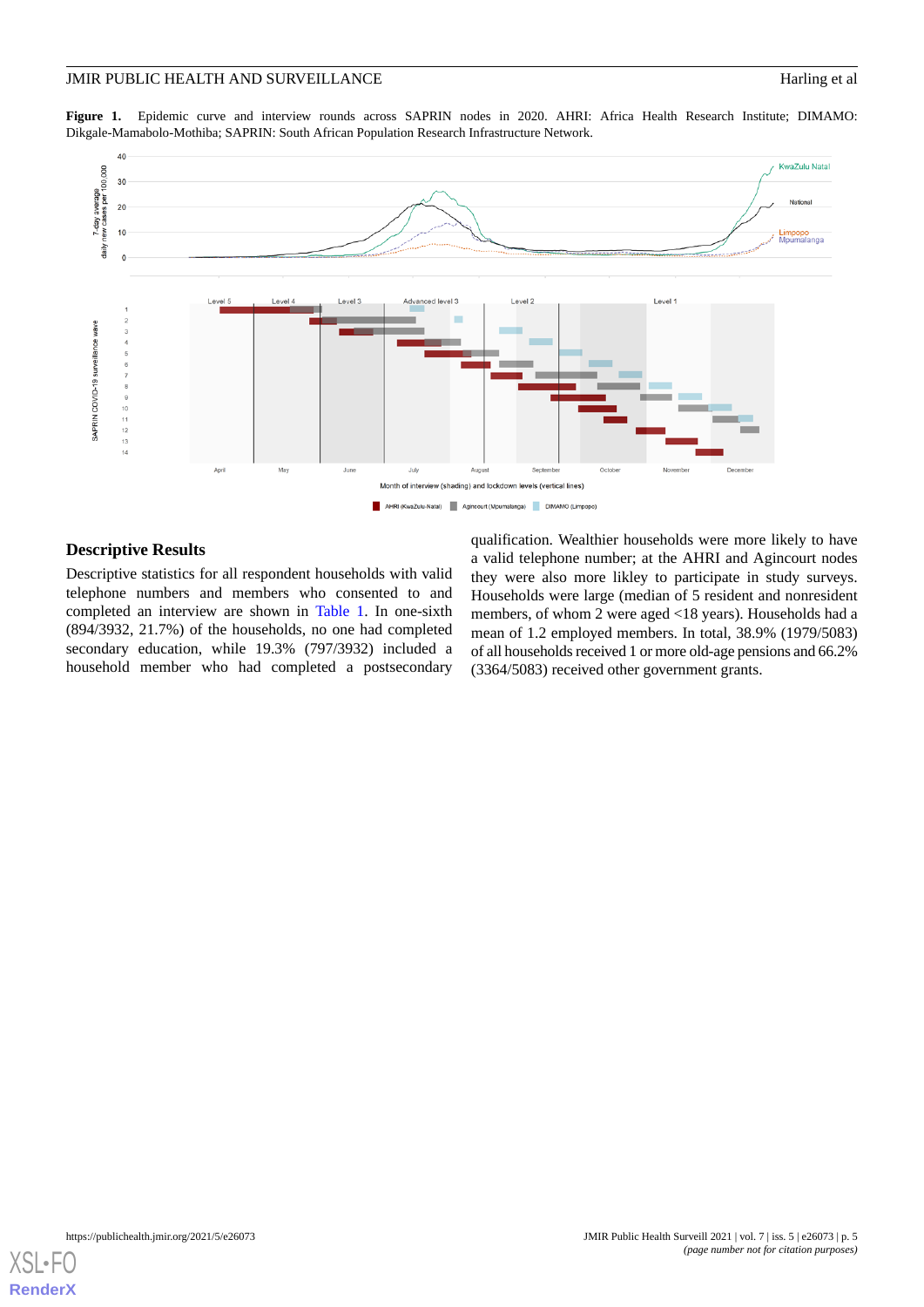**Figure 1.** Epidemic curve and interview rounds across SAPRIN nodes in 2020. AHRI: Africa Health Research Institute; DIMAMO: Dikgale-Mamabolo-Mothiba; SAPRIN: South African Population Research Infrastructure Network.

## Descriptive Results

Descriptive statistics for all respondent households with valid telephone numbers and members who consented to and completed an interview are shown in Table 1. In one-sixth (894/3932, 21.7%) of the households, no one had completed secondary education, while 19.3% (797/3932) included a household member who had completed a postsecondary qualification. Wealthier households were more likely to have a valid telephone number; at the AHRI and Agincourt nodes they were also more likley to participate in study surveys. Households were large (median of 5 resident and nonresident members, of whom 2 were aged <18 years). Households had a mean of 1.2 employed members. In total, 38.9% (1979/5083) of all households received 1 or more old-age pensions and 66.2% (3364/5083) received other government grants.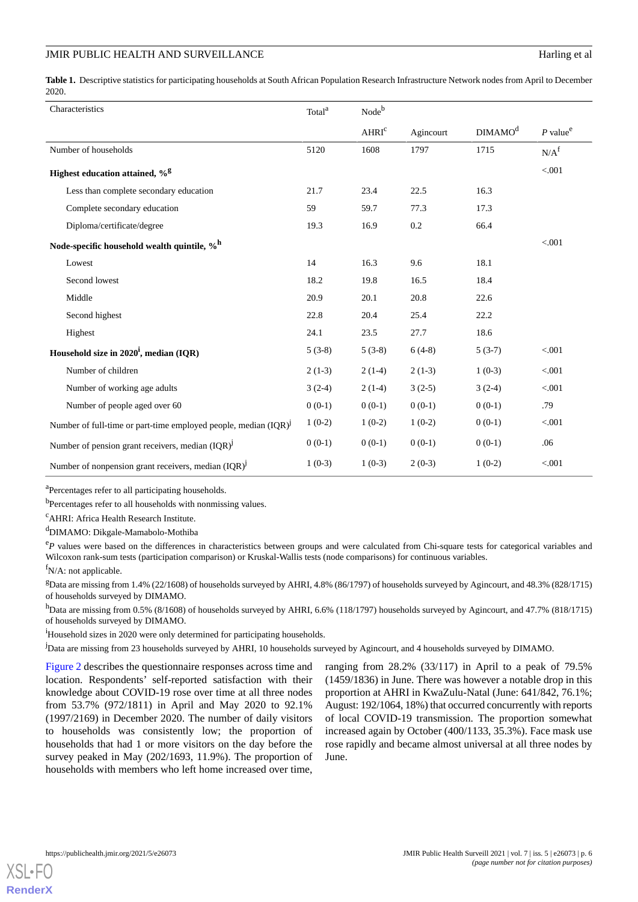**Table 1.** Descriptive statistics for participating households at South African Population Research Infrastructure Network nodes from April to December 2020.

| Characteristics | Total[a] | Node[b] | | | *P* value[e] |
|---|---|---|---|---|---|
| | | AHRI[c] | Agincourt | DIMAMO[d] | |
| Number of households | 5120 | 1608 | 1797 | 1715 | N/A[f] |
| **Highest education attained, %**[g] | | | | | <.001 |
| Less than complete secondary education | 21.7 | 23.4 | 22.5 | 16.3 | |
| Complete secondary education | 59 | 59.7 | 77.3 | 17.3 | |
| Diploma/certificate/degree | 19.3 | 16.9 | 0.2 | 66.4 | |
| **Node-specific household wealth quintile, %**[h] | | | | | <.001 |
| Lowest | 14 | 16.3 | 9.6 | 18.1 | |
| Second lowest | 18.2 | 19.8 | 16.5 | 18.4 | |
| Middle | 20.9 | 20.1 | 20.8 | 22.6 | |
| Second highest | 22.8 | 20.4 | 25.4 | 22.2 | |
| Highest | 24.1 | 23.5 | 27.7 | 18.6 | |
| **Household size in 2020**[i]**, median (IQR)** | 5 (3-8) | 5 (3-8) | 6 (4-8) | 5 (3-7) | <.001 |
| Number of children | 2 (1-3) | 2 (1-4) | 2 (1-3) | 1 (0-3) | <.001 |
| Number of working age adults | 3 (2-4) | 2 (1-4) | 3 (2-5) | 3 (2-4) | <.001 |
| Number of people aged over 60 | 0 (0-1) | 0 (0-1) | 0 (0-1) | 0 (0-1) | .79 |
| Number of full-time or part-time employed people, median (IQR)[j] | 1 (0-2) | 1 (0-2) | 1 (0-2) | 0 (0-1) | <.001 |
| Number of pension grant receivers, median (IQR)[j] | 0 (0-1) | 0 (0-1) | 0 (0-1) | 0 (0-1) | .06 |
| Number of nonpension grant receivers, median (IQR)[j] | 1 (0-3) | 1 (0-3) | 2 (0-3) | 1 (0-2) | <.001 |

[a]Percentages refer to all participating households.

[b]Percentages refer to all households with nonmissing values.

[c]AHRI: Africa Health Research Institute.

[d]DIMAMO: Dikgale-Mamabolo-Mothiba

[e]*P* values were based on the differences in characteristics between groups and were calculated from Chi-square tests for categorical variables and Wilcoxon rank-sum tests (participation comparison) or Kruskal-Wallis tests (node comparisons) for continuous variables.

[f]N/A: not applicable.

[g]Data are missing from 1.4% (22/1608) of households surveyed by AHRI, 4.8% (86/1797) of households surveyed by Agincourt, and 48.3% (828/1715) of households surveyed by DIMAMO.

[h]Data are missing from 0.5% (8/1608) of households surveyed by AHRI, 6.6% (118/1797) households surveyed by Agincourt, and 47.7% (818/1715) of households surveyed by DIMAMO.

[i]Household sizes in 2020 were only determined for participating households.

[j]Data are missing from 23 households surveyed by AHRI, 10 households surveyed by Agincourt, and 4 households surveyed by DIMAMO.

Figure 2 describes the questionnaire responses across time and location. Respondents' self-reported satisfaction with their knowledge about COVID-19 rose over time at all three nodes from 53.7% (972/1811) in April and May 2020 to 92.1% (1997/2169) in December 2020. The number of daily visitors to households was consistently low; the proportion of households that had 1 or more visitors on the day before the survey peaked in May (202/1693, 11.9%). The proportion of households with members who left home increased over time, ranging from 28.2% (33/117) in April to a peak of 79.5% (1459/1836) in June. There was however a notable drop in this proportion at AHRI in KwaZulu-Natal (June: 641/842, 76.1%; August: 192/1064, 18%) that occurred concurrently with reports of local COVID-19 transmission. The proportion somewhat increased again by October (400/1133, 35.3%). Face mask use rose rapidly and became almost universal at all three nodes by June.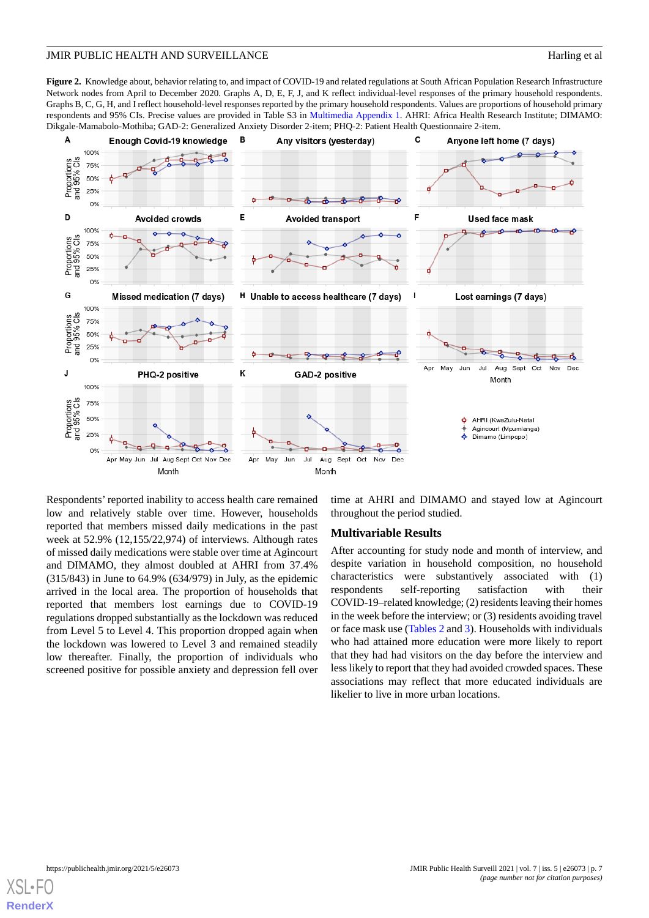**Figure 2.** Knowledge about, behavior relating to, and impact of COVID-19 and related regulations at South African Population Research Infrastructure Network nodes from April to December 2020. Graphs A, D, E, F, J, and K reflect individual-level responses of the primary household respondents. Graphs B, C, G, H, and I reflect household-level responses reported by the primary household respondents. Values are proportions of household primary respondents and 95% CIs. Precise values are provided in Table S3 in Multimedia Appendix 1. AHRI: Africa Health Research Institute; DIMAMO: Dikgale-Mamabolo-Mothiba; GAD-2: Generalized Anxiety Disorder 2-item; PHQ-2: Patient Health Questionnaire 2-item.

Respondents' reported inability to access health care remained low and relatively stable over time. However, households reported that members missed daily medications in the past week at 52.9% (12,155/22,974) of interviews. Although rates of missed daily medications were stable over time at Agincourt and DIMAMO, they almost doubled at AHRI from 37.4% (315/843) in June to 64.9% (634/979) in July, as the epidemic arrived in the local area. The proportion of households that reported that members lost earnings due to COVID-19 regulations dropped substantially as the lockdown was reduced from Level 5 to Level 4. This proportion dropped again when the lockdown was lowered to Level 3 and remained steadily low thereafter. Finally, the proportion of individuals who screened positive for possible anxiety and depression fell over time at AHRI and DIMAMO and stayed low at Agincourt throughout the period studied.

## Multivariable Results

After accounting for study node and month of interview, and despite variation in household composition, no household characteristics were substantively associated with (1) respondents self-reporting satisfaction with their COVID-19–related knowledge; (2) residents leaving their homes in the week before the interview; or (3) residents avoiding travel or face mask use (Tables 2 and 3). Households with individuals who had attained more education were more likely to report that they had had visitors on the day before the interview and less likely to report that they had avoided crowded spaces. These associations may reflect that more educated individuals are likelier to live in more urban locations.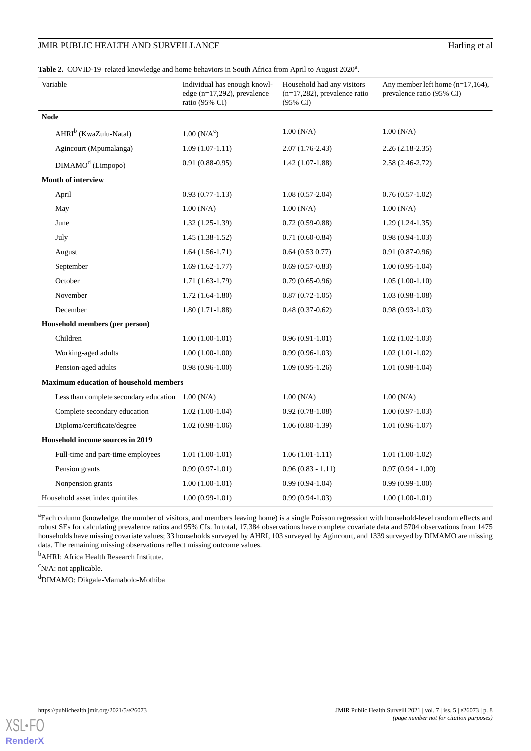**Table 2.** COVID-19–related knowledge and home behaviors in South Africa from April to August 2020[a].

| Variable | Individual has enough knowledge (n=17,292), prevalence ratio (95% CI) | Household had any visitors (n=17,282), prevalence ratio (95% CI) | Any member left home (n=17,164), prevalence ratio (95% CI) |
|---|---|---|---|
| **Node** | | | |
| AHRI[b] (KwaZulu-Natal) | 1.00 (N/A[c]) | 1.00 (N/A) | 1.00 (N/A) |
| Agincourt (Mpumalanga) | 1.09 (1.07-1.11) | 2.07 (1.76-2.43) | 2.26 (2.18-2.35) |
| DIMAMO[d] (Limpopo) | 0.91 (0.88-0.95) | 1.42 (1.07-1.88) | 2.58 (2.46-2.72) |
| **Month of interview** | | | |
| April | 0.93 (0.77-1.13) | 1.08 (0.57-2.04) | 0.76 (0.57-1.02) |
| May | 1.00 (N/A) | 1.00 (N/A) | 1.00 (N/A) |
| June | 1.32 (1.25-1.39) | 0.72 (0.59-0.88) | 1.29 (1.24-1.35) |
| July | 1.45 (1.38-1.52) | 0.71 (0.60-0.84) | 0.98 (0.94-1.03) |
| August | 1.64 (1.56-1.71) | 0.64 (0.53 0.77) | 0.91 (0.87-0.96) |
| September | 1.69 (1.62-1.77) | 0.69 (0.57-0.83) | 1.00 (0.95-1.04) |
| October | 1.71 (1.63-1.79) | 0.79 (0.65-0.96) | 1.05 (1.00-1.10) |
| November | 1.72 (1.64-1.80) | 0.87 (0.72-1.05) | 1.03 (0.98-1.08) |
| December | 1.80 (1.71-1.88) | 0.48 (0.37-0.62) | 0.98 (0.93-1.03) |
| **Household members (per person)** | | | |
| Children | 1.00 (1.00-1.01) | 0.96 (0.91-1.01) | 1.02 (1.02-1.03) |
| Working-aged adults | 1.00 (1.00-1.00) | 0.99 (0.96-1.03) | 1.02 (1.01-1.02) |
| Pension-aged adults | 0.98 (0.96-1.00) | 1.09 (0.95-1.26) | 1.01 (0.98-1.04) |
| **Maximum education of household members** | | | |
| Less than complete secondary education | 1.00 (N/A) | 1.00 (N/A) | 1.00 (N/A) |
| Complete secondary education | 1.02 (1.00-1.04) | 0.92 (0.78-1.08) | 1.00 (0.97-1.03) |
| Diploma/certificate/degree | 1.02 (0.98-1.06) | 1.06 (0.80-1.39) | 1.01 (0.96-1.07) |
| **Household income sources in 2019** | | | |
| Full-time and part-time employees | 1.01 (1.00-1.01) | 1.06 (1.01-1.11) | 1.01 (1.00-1.02) |
| Pension grants | 0.99 (0.97-1.01) | 0.96 (0.83 - 1.11) | 0.97 (0.94 - 1.00) |
| Nonpension grants | 1.00 (1.00-1.01) | 0.99 (0.94-1.04) | 0.99 (0.99-1.00) |
| Household asset index quintiles | 1.00 (0.99-1.01) | 0.99 (0.94-1.03) | 1.00 (1.00-1.01) |

[a]Each column (knowledge, the number of visitors, and members leaving home) is a single Poisson regression with household-level random effects and robust SEs for calculating prevalence ratios and 95% CIs. In total, 17,384 observations have complete covariate data and 5704 observations from 1475 households have missing covariate values; 33 households surveyed by AHRI, 103 surveyed by Agincourt, and 1339 surveyed by DIMAMO are missing data. The remaining missing observations reflect missing outcome values.

[b]AHRI: Africa Health Research Institute.

[c]N/A: not applicable.

[d]DIMAMO: Dikgale-Mamabolo-Mothiba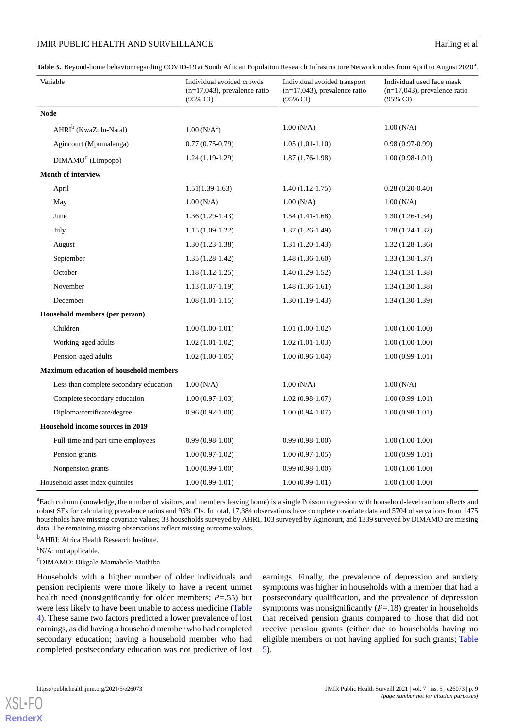**Table 3.** Beyond-home behavior regarding COVID-19 at South African Population Research Infrastructure Network nodes from April to August 2020[a].

| Variable | Individual avoided crowds (n=17,043), prevalence ratio (95% CI) | Individual avoided transport (n=17,043), prevalence ratio (95% CI) | Individual used face mask (n=17,043), prevalence ratio (95% CI) |
|---|---|---|---|
| **Node** | | | |
| AHRI[b] (KwaZulu-Natal) | 1.00 (N/A[c]) | 1.00 (N/A) | 1.00 (N/A) |
| Agincourt (Mpumalanga) | 0.77 (0.75-0.79) | 1.05 (1.01-1.10) | 0.98 (0.97-0.99) |
| DIMAMO[d] (Limpopo) | 1.24 (1.19-1.29) | 1.87 (1.76-1.98) | 1.00 (0.98-1.01) |
| **Month of interview** | | | |
| April | 1.51(1.39-1.63) | 1.40 (1.12-1.75) | 0.28 (0.20-0.40) |
| May | 1.00 (N/A) | 1.00 (N/A) | 1.00 (N/A) |
| June | 1.36 (1.29-1.43) | 1.54 (1.41-1.68) | 1.30 (1.26-1.34) |
| July | 1.15 (1.09-1.22) | 1.37 (1.26-1.49) | 1.28 (1.24-1.32) |
| August | 1.30 (1.23-1.38) | 1.31 (1.20-1.43) | 1.32 (1.28-1.36) |
| September | 1.35 (1.28-1.42) | 1.48 (1.36-1.60) | 1.33 (1.30-1.37) |
| October | 1.18 (1.12-1.25) | 1.40 (1.29-1.52) | 1.34 (1.31-1.38) |
| November | 1.13 (1.07-1.19) | 1.48 (1.36-1.61) | 1.34 (1.30-1.38) |
| December | 1.08 (1.01-1.15) | 1.30 (1.19-1.43) | 1.34 (1.30-1.39) |
| **Household members (per person)** | | | |
| Children | 1.00 (1.00-1.01) | 1.01 (1.00-1.02) | 1.00 (1.00-1.00) |
| Working-aged adults | 1.02 (1.01-1.02) | 1.02 (1.01-1.03) | 1.00 (1.00-1.00) |
| Pension-aged adults | 1.02 (1.00-1.05) | 1.00 (0.96-1.04) | 1.00 (0.99-1.01) |
| **Maximum education of household members** | | | |
| Less than complete secondary education | 1.00 (N/A) | 1.00 (N/A) | 1.00 (N/A) |
| Complete secondary education | 1.00 (0.97-1.03) | 1.02 (0.98-1.07) | 1.00 (0.99-1.01) |
| Diploma/certificate/degree | 0.96 (0.92-1.00) | 1.00 (0.94-1.07) | 1.00 (0.98-1.01) |
| **Household income sources in 2019** | | | |
| Full-time and part-time employees | 0.99 (0.98-1.00) | 0.99 (0.98-1.00) | 1.00 (1.00-1.00) |
| Pension grants | 1.00 (0.97-1.02) | 1.00 (0.97-1.05) | 1.00 (0.99-1.01) |
| Nonpension grants | 1.00 (0.99-1.00) | 0.99 (0.98-1.00) | 1.00 (1.00-1.00) |
| Household asset index quintiles | 1.00 (0.99-1.01) | 1.00 (0.99-1.01) | 1.00 (1.00-1.00) |

[a]Each column (knowledge, the number of visitors, and members leaving home) is a single Poisson regression with household-level random effects and robust SEs for calculating prevalence ratios and 95% CIs. In total, 17,384 observations have complete covariate data and 5704 observations from 1475 households have missing covariate values; 33 households surveyed by AHRI, 103 surveyed by Agincourt, and 1339 surveyed by DIMAMO are missing data. The remaining missing observations reflect missing outcome values.

[b]AHRI: Africa Health Research Institute.

[c]N/A: not applicable.

[d]DIMAMO: Dikgale-Mamabolo-Mothiba

Households with a higher number of older individuals and pension recipients were more likely to have a recent unmet health need (nonsignificantly for older members; *P*=.55) but were less likely to have been unable to access medicine (Table 4). These same two factors predicted a lower prevalence of lost earnings, as did having a household member who had completed secondary education; having a household member who had completed postsecondary education was not predictive of lost earnings. Finally, the prevalence of depression and anxiety symptoms was higher in households with a member that had a postsecondary qualification, and the prevalence of depression symptoms was nonsignificantly (*P*=.18) greater in households that received pension grants compared to those that did not receive pension grants (either due to households having no eligible members or not having applied for such grants; Table 5).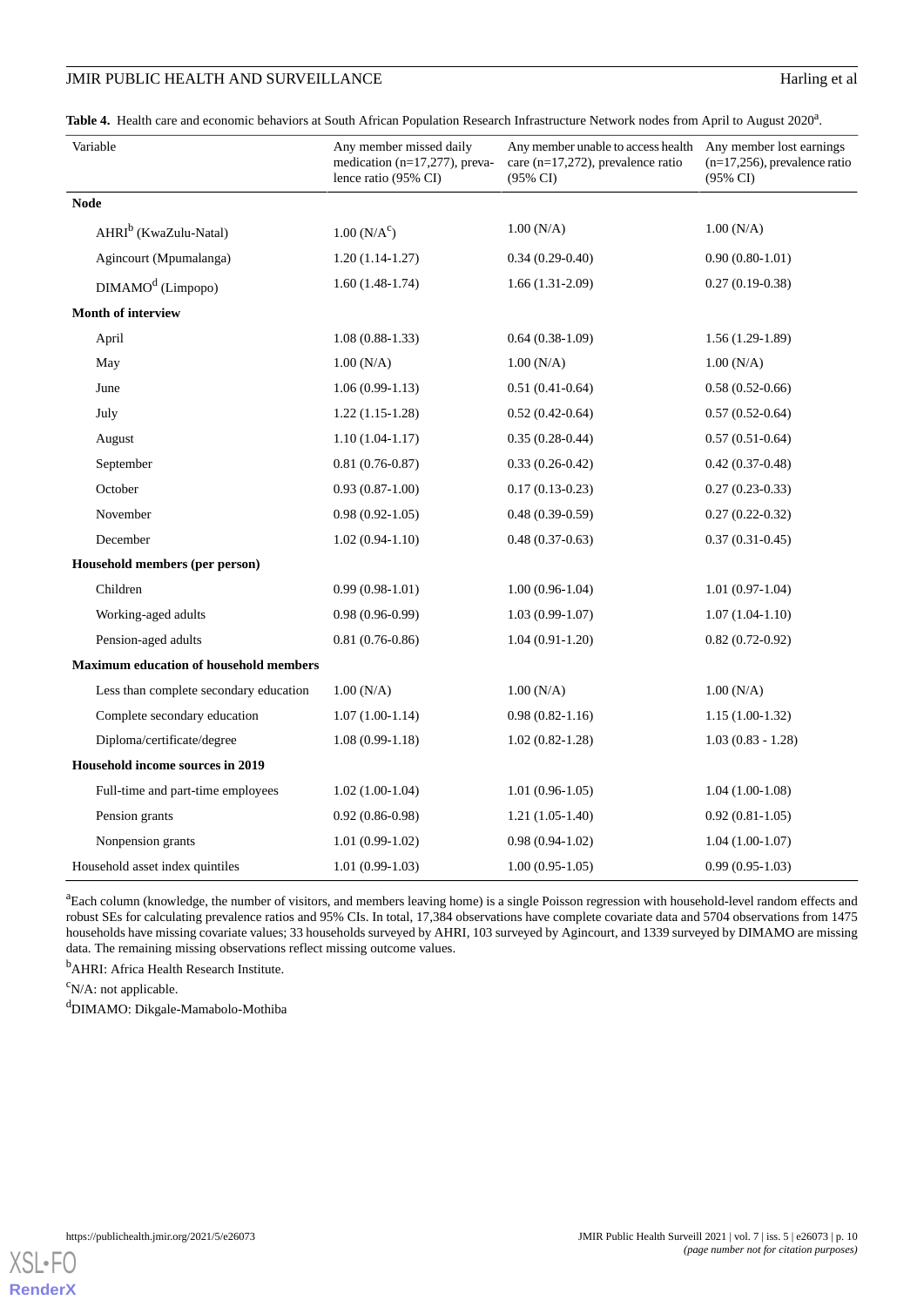**Table 4.** Health care and economic behaviors at South African Population Research Infrastructure Network nodes from April to August 2020[a].

| Variable | Any member missed daily medication (n=17,277), prevalence ratio (95% CI) | Any member unable to access health care (n=17,272), prevalence ratio (95% CI) | Any member lost earnings (n=17,256), prevalence ratio (95% CI) |
|---|---|---|---|
| **Node** | | | |
| AHRI[b] (KwaZulu-Natal) | 1.00 (N/A[c]) | 1.00 (N/A) | 1.00 (N/A) |
| Agincourt (Mpumalanga) | 1.20 (1.14-1.27) | 0.34 (0.29-0.40) | 0.90 (0.80-1.01) |
| DIMAMO[d] (Limpopo) | 1.60 (1.48-1.74) | 1.66 (1.31-2.09) | 0.27 (0.19-0.38) |
| **Month of interview** | | | |
| April | 1.08 (0.88-1.33) | 0.64 (0.38-1.09) | 1.56 (1.29-1.89) |
| May | 1.00 (N/A) | 1.00 (N/A) | 1.00 (N/A) |
| June | 1.06 (0.99-1.13) | 0.51 (0.41-0.64) | 0.58 (0.52-0.66) |
| July | 1.22 (1.15-1.28) | 0.52 (0.42-0.64) | 0.57 (0.52-0.64) |
| August | 1.10 (1.04-1.17) | 0.35 (0.28-0.44) | 0.57 (0.51-0.64) |
| September | 0.81 (0.76-0.87) | 0.33 (0.26-0.42) | 0.42 (0.37-0.48) |
| October | 0.93 (0.87-1.00) | 0.17 (0.13-0.23) | 0.27 (0.23-0.33) |
| November | 0.98 (0.92-1.05) | 0.48 (0.39-0.59) | 0.27 (0.22-0.32) |
| December | 1.02 (0.94-1.10) | 0.48 (0.37-0.63) | 0.37 (0.31-0.45) |
| **Household members (per person)** | | | |
| Children | 0.99 (0.98-1.01) | 1.00 (0.96-1.04) | 1.01 (0.97-1.04) |
| Working-aged adults | 0.98 (0.96-0.99) | 1.03 (0.99-1.07) | 1.07 (1.04-1.10) |
| Pension-aged adults | 0.81 (0.76-0.86) | 1.04 (0.91-1.20) | 0.82 (0.72-0.92) |
| **Maximum education of household members** | | | |
| Less than complete secondary education | 1.00 (N/A) | 1.00 (N/A) | 1.00 (N/A) |
| Complete secondary education | 1.07 (1.00-1.14) | 0.98 (0.82-1.16) | 1.15 (1.00-1.32) |
| Diploma/certificate/degree | 1.08 (0.99-1.18) | 1.02 (0.82-1.28) | 1.03 (0.83 - 1.28) |
| **Household income sources in 2019** | | | |
| Full-time and part-time employees | 1.02 (1.00-1.04) | 1.01 (0.96-1.05) | 1.04 (1.00-1.08) |
| Pension grants | 0.92 (0.86-0.98) | 1.21 (1.05-1.40) | 0.92 (0.81-1.05) |
| Nonpension grants | 1.01 (0.99-1.02) | 0.98 (0.94-1.02) | 1.04 (1.00-1.07) |
| Household asset index quintiles | 1.01 (0.99-1.03) | 1.00 (0.95-1.05) | 0.99 (0.95-1.03) |

[a]Each column (knowledge, the number of visitors, and members leaving home) is a single Poisson regression with household-level random effects and robust SEs for calculating prevalence ratios and 95% CIs. In total, 17,384 observations have complete covariate data and 5704 observations from 1475 households have missing covariate values; 33 households surveyed by AHRI, 103 surveyed by Agincourt, and 1339 surveyed by DIMAMO are missing data. The remaining missing observations reflect missing outcome values.

[b]AHRI: Africa Health Research Institute.

[c]N/A: not applicable.

[d]DIMAMO: Dikgale-Mamabolo-Mothiba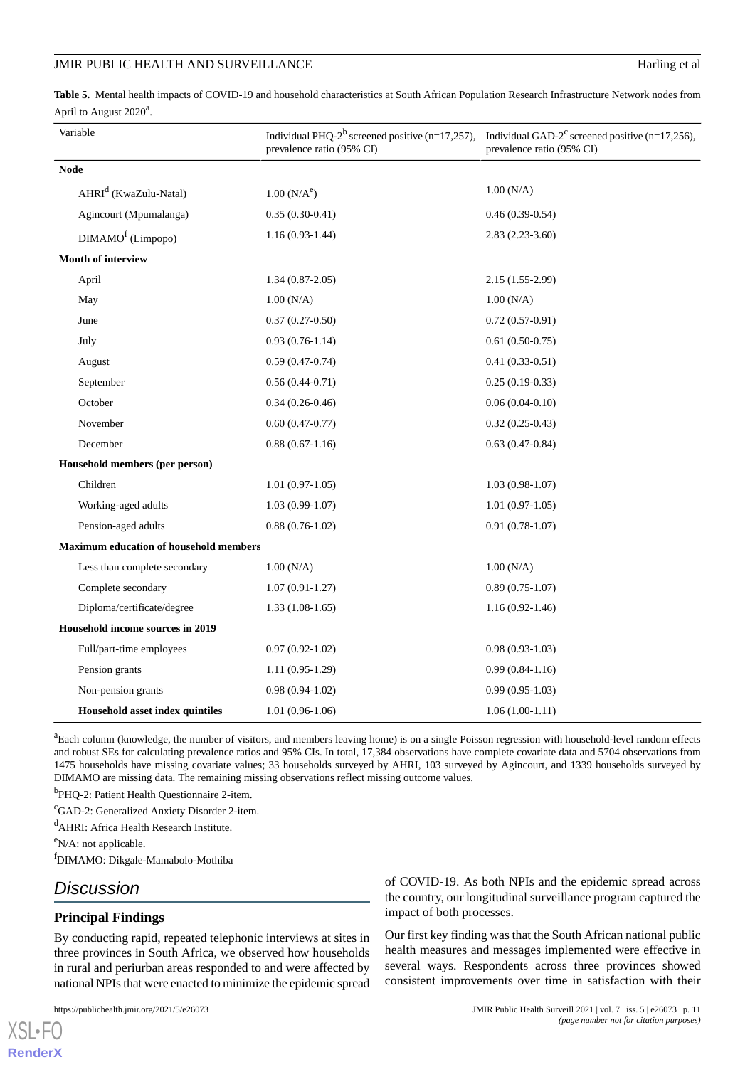**Table 5.** Mental health impacts of COVID-19 and household characteristics at South African Population Research Infrastructure Network nodes from April to August 2020[a].

| Variable | Individual PHQ-2[b] screened positive (n=17,257), prevalence ratio (95% CI) | Individual GAD-2[c] screened positive (n=17,256), prevalence ratio (95% CI) |
|---|---|---|
| **Node** | | |
| AHRI[d] (KwaZulu-Natal) | 1.00 (N/A[e]) | 1.00 (N/A) |
| Agincourt (Mpumalanga) | 0.35 (0.30-0.41) | 0.46 (0.39-0.54) |
| DIMAMO[f] (Limpopo) | 1.16 (0.93-1.44) | 2.83 (2.23-3.60) |
| **Month of interview** | | |
| April | 1.34 (0.87-2.05) | 2.15 (1.55-2.99) |
| May | 1.00 (N/A) | 1.00 (N/A) |
| June | 0.37 (0.27-0.50) | 0.72 (0.57-0.91) |
| July | 0.93 (0.76-1.14) | 0.61 (0.50-0.75) |
| August | 0.59 (0.47-0.74) | 0.41 (0.33-0.51) |
| September | 0.56 (0.44-0.71) | 0.25 (0.19-0.33) |
| October | 0.34 (0.26-0.46) | 0.06 (0.04-0.10) |
| November | 0.60 (0.47-0.77) | 0.32 (0.25-0.43) |
| December | 0.88 (0.67-1.16) | 0.63 (0.47-0.84) |
| **Household members (per person)** | | |
| Children | 1.01 (0.97-1.05) | 1.03 (0.98-1.07) |
| Working-aged adults | 1.03 (0.99-1.07) | 1.01 (0.97-1.05) |
| Pension-aged adults | 0.88 (0.76-1.02) | 0.91 (0.78-1.07) |
| **Maximum education of household members** | | |
| Less than complete secondary | 1.00 (N/A) | 1.00 (N/A) |
| Complete secondary | 1.07 (0.91-1.27) | 0.89 (0.75-1.07) |
| Diploma/certificate/degree | 1.33 (1.08-1.65) | 1.16 (0.92-1.46) |
| **Household income sources in 2019** | | |
| Full/part-time employees | 0.97 (0.92-1.02) | 0.98 (0.93-1.03) |
| Pension grants | 1.11 (0.95-1.29) | 0.99 (0.84-1.16) |
| Non-pension grants | 0.98 (0.94-1.02) | 0.99 (0.95-1.03) |
| **Household asset index quintiles** | 1.01 (0.96-1.06) | 1.06 (1.00-1.11) |

[a]Each column (knowledge, the number of visitors, and members leaving home) is on a single Poisson regression with household-level random effects and robust SEs for calculating prevalence ratios and 95% CIs. In total, 17,384 observations have complete covariate data and 5704 observations from 1475 households have missing covariate values; 33 households surveyed by AHRI, 103 surveyed by Agincourt, and 1339 households surveyed by DIMAMO are missing data. The remaining missing observations reflect missing outcome values.

[b]PHQ-2: Patient Health Questionnaire 2-item.

[c]GAD-2: Generalized Anxiety Disorder 2-item.

[d]AHRI: Africa Health Research Institute.

[e]N/A: not applicable.

[f]DIMAMO: Dikgale-Mamabolo-Mothiba

## Discussion

### Principal Findings

By conducting rapid, repeated telephonic interviews at sites in three provinces in South Africa, we observed how households in rural and periurban areas responded to and were affected by national NPIs that were enacted to minimize the epidemic spread of COVID-19. As both NPIs and the epidemic spread across the country, our longitudinal surveillance program captured the impact of both processes.

Our first key finding was that the South African national public health measures and messages implemented were effective in several ways. Respondents across three provinces showed consistent improvements over time in satisfaction with their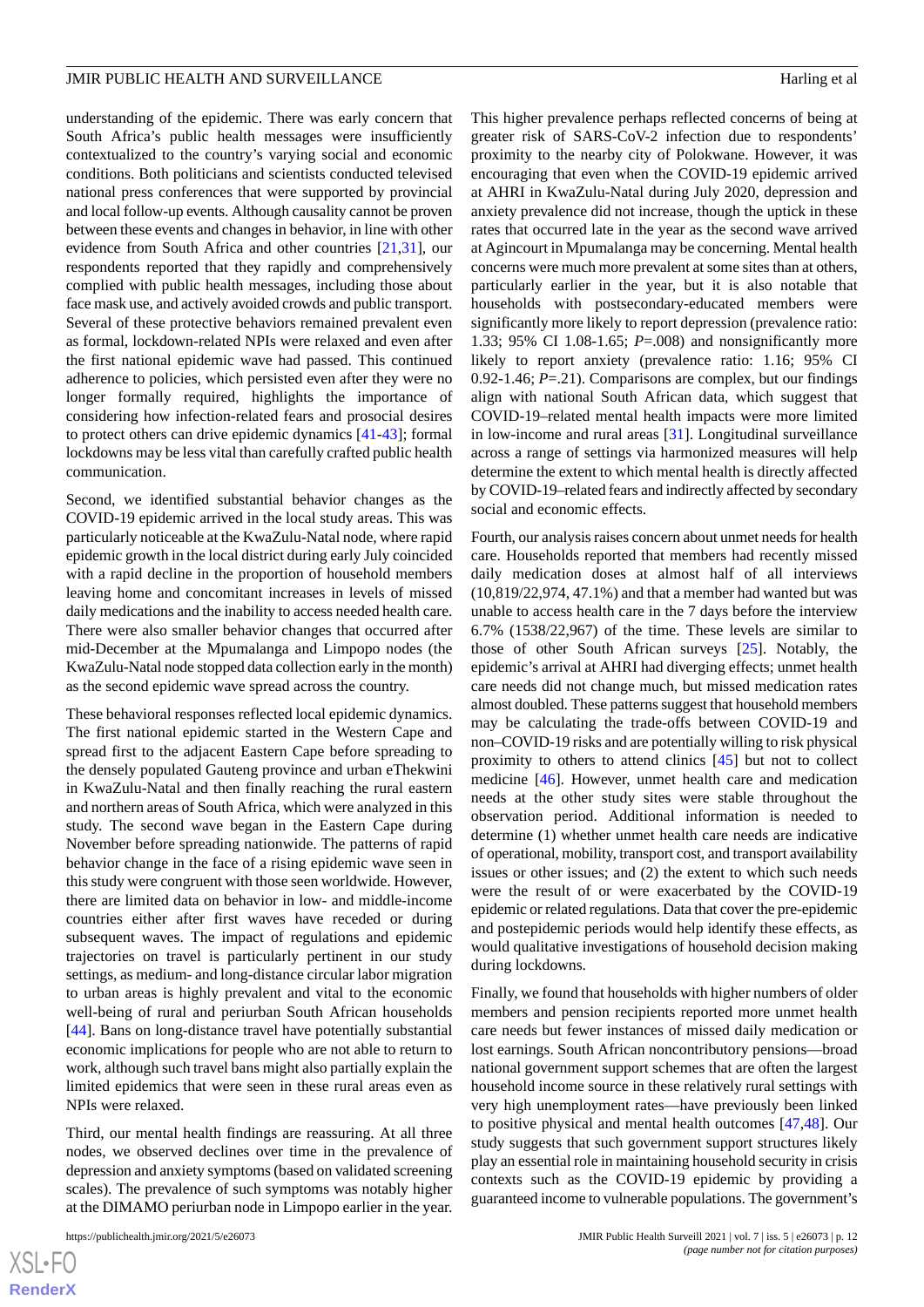understanding of the epidemic. There was early concern that South Africa's public health messages were insufficiently contextualized to the country's varying social and economic conditions. Both politicians and scientists conducted televised national press conferences that were supported by provincial and local follow-up events. Although causality cannot be proven between these events and changes in behavior, in line with other evidence from South Africa and other countries [21,31], our respondents reported that they rapidly and comprehensively complied with public health messages, including those about face mask use, and actively avoided crowds and public transport. Several of these protective behaviors remained prevalent even as formal, lockdown-related NPIs were relaxed and even after the first national epidemic wave had passed. This continued adherence to policies, which persisted even after they were no longer formally required, highlights the importance of considering how infection-related fears and prosocial desires to protect others can drive epidemic dynamics [41-43]; formal lockdowns may be less vital than carefully crafted public health communication.

Second, we identified substantial behavior changes as the COVID-19 epidemic arrived in the local study areas. This was particularly noticeable at the KwaZulu-Natal node, where rapid epidemic growth in the local district during early July coincided with a rapid decline in the proportion of household members leaving home and concomitant increases in levels of missed daily medications and the inability to access needed health care. There were also smaller behavior changes that occurred after mid-December at the Mpumalanga and Limpopo nodes (the KwaZulu-Natal node stopped data collection early in the month) as the second epidemic wave spread across the country.

These behavioral responses reflected local epidemic dynamics. The first national epidemic started in the Western Cape and spread first to the adjacent Eastern Cape before spreading to the densely populated Gauteng province and urban eThekwini in KwaZulu-Natal and then finally reaching the rural eastern and northern areas of South Africa, which were analyzed in this study. The second wave began in the Eastern Cape during November before spreading nationwide. The patterns of rapid behavior change in the face of a rising epidemic wave seen in this study were congruent with those seen worldwide. However, there are limited data on behavior in low- and middle-income countries either after first waves have receded or during subsequent waves. The impact of regulations and epidemic trajectories on travel is particularly pertinent in our study settings, as medium- and long-distance circular labor migration to urban areas is highly prevalent and vital to the economic well-being of rural and periurban South African households [44]. Bans on long-distance travel have potentially substantial economic implications for people who are not able to return to work, although such travel bans might also partially explain the limited epidemics that were seen in these rural areas even as NPIs were relaxed.

Third, our mental health findings are reassuring. At all three nodes, we observed declines over time in the prevalence of depression and anxiety symptoms (based on validated screening scales). The prevalence of such symptoms was notably higher at the DIMAMO periurban node in Limpopo earlier in the year. This higher prevalence perhaps reflected concerns of being at greater risk of SARS-CoV-2 infection due to respondents' proximity to the nearby city of Polokwane. However, it was encouraging that even when the COVID-19 epidemic arrived at AHRI in KwaZulu-Natal during July 2020, depression and anxiety prevalence did not increase, though the uptick in these rates that occurred late in the year as the second wave arrived at Agincourt in Mpumalanga may be concerning. Mental health concerns were much more prevalent at some sites than at others, particularly earlier in the year, but it is also notable that households with postsecondary-educated members were significantly more likely to report depression (prevalence ratio: 1.33; 95% CI 1.08-1.65; *P*=.008) and nonsignificantly more likely to report anxiety (prevalence ratio: 1.16; 95% CI 0.92-1.46; *P*=.21). Comparisons are complex, but our findings align with national South African data, which suggest that COVID-19–related mental health impacts were more limited in low-income and rural areas [31]. Longitudinal surveillance across a range of settings via harmonized measures will help determine the extent to which mental health is directly affected by COVID-19–related fears and indirectly affected by secondary social and economic effects.

Fourth, our analysis raises concern about unmet needs for health care. Households reported that members had recently missed daily medication doses at almost half of all interviews (10,819/22,974, 47.1%) and that a member had wanted but was unable to access health care in the 7 days before the interview 6.7% (1538/22,967) of the time. These levels are similar to those of other South African surveys [25]. Notably, the epidemic's arrival at AHRI had diverging effects; unmet health care needs did not change much, but missed medication rates almost doubled. These patterns suggest that household members may be calculating the trade-offs between COVID-19 and non–COVID-19 risks and are potentially willing to risk physical proximity to others to attend clinics [45] but not to collect medicine [46]. However, unmet health care and medication needs at the other study sites were stable throughout the observation period. Additional information is needed to determine (1) whether unmet health care needs are indicative of operational, mobility, transport cost, and transport availability issues or other issues; and (2) the extent to which such needs were the result of or were exacerbated by the COVID-19 epidemic or related regulations. Data that cover the pre-epidemic and postepidemic periods would help identify these effects, as would qualitative investigations of household decision making during lockdowns.

Finally, we found that households with higher numbers of older members and pension recipients reported more unmet health care needs but fewer instances of missed daily medication or lost earnings. South African noncontributory pensions—broad national government support schemes that are often the largest household income source in these relatively rural settings with very high unemployment rates—have previously been linked to positive physical and mental health outcomes [47,48]. Our study suggests that such government support structures likely play an essential role in maintaining household security in crisis contexts such as the COVID-19 epidemic by providing a guaranteed income to vulnerable populations. The government's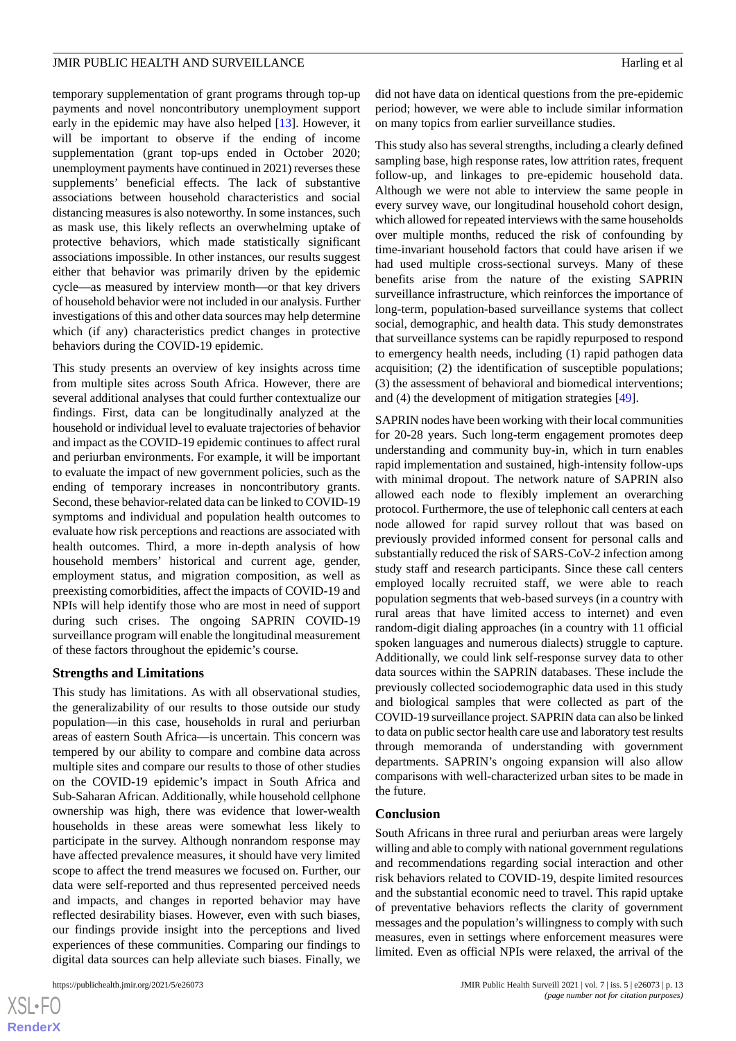temporary supplementation of grant programs through top-up payments and novel noncontributory unemployment support early in the epidemic may have also helped [13]. However, it will be important to observe if the ending of income supplementation (grant top-ups ended in October 2020; unemployment payments have continued in 2021) reverses these supplements' beneficial effects. The lack of substantive associations between household characteristics and social distancing measures is also noteworthy. In some instances, such as mask use, this likely reflects an overwhelming uptake of protective behaviors, which made statistically significant associations impossible. In other instances, our results suggest either that behavior was primarily driven by the epidemic cycle—as measured by interview month—or that key drivers of household behavior were not included in our analysis. Further investigations of this and other data sources may help determine which (if any) characteristics predict changes in protective behaviors during the COVID-19 epidemic.

This study presents an overview of key insights across time from multiple sites across South Africa. However, there are several additional analyses that could further contextualize our findings. First, data can be longitudinally analyzed at the household or individual level to evaluate trajectories of behavior and impact as the COVID-19 epidemic continues to affect rural and periurban environments. For example, it will be important to evaluate the impact of new government policies, such as the ending of temporary increases in noncontributory grants. Second, these behavior-related data can be linked to COVID-19 symptoms and individual and population health outcomes to evaluate how risk perceptions and reactions are associated with health outcomes. Third, a more in-depth analysis of how household members' historical and current age, gender, employment status, and migration composition, as well as preexisting comorbidities, affect the impacts of COVID-19 and NPIs will help identify those who are most in need of support during such crises. The ongoing SAPRIN COVID-19 surveillance program will enable the longitudinal measurement of these factors throughout the epidemic's course.

### Strengths and Limitations

This study has limitations. As with all observational studies, the generalizability of our results to those outside our study population—in this case, households in rural and periurban areas of eastern South Africa—is uncertain. This concern was tempered by our ability to compare and combine data across multiple sites and compare our results to those of other studies on the COVID-19 epidemic's impact in South Africa and Sub-Saharan African. Additionally, while household cellphone ownership was high, there was evidence that lower-wealth households in these areas were somewhat less likely to participate in the survey. Although nonrandom response may have affected prevalence measures, it should have very limited scope to affect the trend measures we focused on. Further, our data were self-reported and thus represented perceived needs and impacts, and changes in reported behavior may have reflected desirability biases. However, even with such biases, our findings provide insight into the perceptions and lived experiences of these communities. Comparing our findings to digital data sources can help alleviate such biases. Finally, we did not have data on identical questions from the pre-epidemic period; however, we were able to include similar information on many topics from earlier surveillance studies.

This study also has several strengths, including a clearly defined sampling base, high response rates, low attrition rates, frequent follow-up, and linkages to pre-epidemic household data. Although we were not able to interview the same people in every survey wave, our longitudinal household cohort design, which allowed for repeated interviews with the same households over multiple months, reduced the risk of confounding by time-invariant household factors that could have arisen if we had used multiple cross-sectional surveys. Many of these benefits arise from the nature of the existing SAPRIN surveillance infrastructure, which reinforces the importance of long-term, population-based surveillance systems that collect social, demographic, and health data. This study demonstrates that surveillance systems can be rapidly repurposed to respond to emergency health needs, including (1) rapid pathogen data acquisition; (2) the identification of susceptible populations; (3) the assessment of behavioral and biomedical interventions; and (4) the development of mitigation strategies [49].

SAPRIN nodes have been working with their local communities for 20-28 years. Such long-term engagement promotes deep understanding and community buy-in, which in turn enables rapid implementation and sustained, high-intensity follow-ups with minimal dropout. The network nature of SAPRIN also allowed each node to flexibly implement an overarching protocol. Furthermore, the use of telephonic call centers at each node allowed for rapid survey rollout that was based on previously provided informed consent for personal calls and substantially reduced the risk of SARS-CoV-2 infection among study staff and research participants. Since these call centers employed locally recruited staff, we were able to reach population segments that web-based surveys (in a country with rural areas that have limited access to internet) and even random-digit dialing approaches (in a country with 11 official spoken languages and numerous dialects) struggle to capture. Additionally, we could link self-response survey data to other data sources within the SAPRIN databases. These include the previously collected sociodemographic data used in this study and biological samples that were collected as part of the COVID-19 surveillance project. SAPRIN data can also be linked to data on public sector health care use and laboratory test results through memoranda of understanding with government departments. SAPRIN's ongoing expansion will also allow comparisons with well-characterized urban sites to be made in the future.

### Conclusion

South Africans in three rural and periurban areas were largely willing and able to comply with national government regulations and recommendations regarding social interaction and other risk behaviors related to COVID-19, despite limited resources and the substantial economic need to travel. This rapid uptake of preventative behaviors reflects the clarity of government messages and the population's willingness to comply with such measures, even in settings where enforcement measures were limited. Even as official NPIs were relaxed, the arrival of the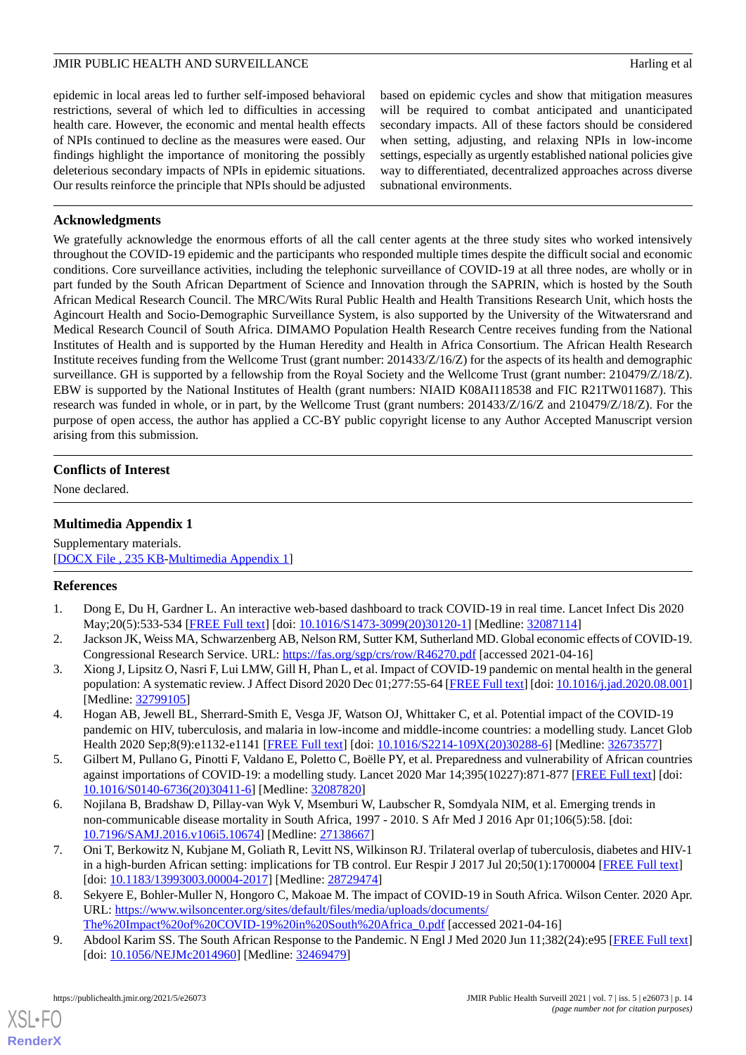epidemic in local areas led to further self-imposed behavioral restrictions, several of which led to difficulties in accessing health care. However, the economic and mental health effects of NPIs continued to decline as the measures were eased. Our findings highlight the importance of monitoring the possibly deleterious secondary impacts of NPIs in epidemic situations. Our results reinforce the principle that NPIs should be adjusted based on epidemic cycles and show that mitigation measures will be required to combat anticipated and unanticipated secondary impacts. All of these factors should be considered when setting, adjusting, and relaxing NPIs in low-income settings, especially as urgently established national policies give way to differentiated, decentralized approaches across diverse subnational environments.

## Acknowledgments

We gratefully acknowledge the enormous efforts of all the call center agents at the three study sites who worked intensively throughout the COVID-19 epidemic and the participants who responded multiple times despite the difficult social and economic conditions. Core surveillance activities, including the telephonic surveillance of COVID-19 at all three nodes, are wholly or in part funded by the South African Department of Science and Innovation through the SAPRIN, which is hosted by the South African Medical Research Council. The MRC/Wits Rural Public Health and Health Transitions Research Unit, which hosts the Agincourt Health and Socio-Demographic Surveillance System, is also supported by the University of the Witwatersrand and Medical Research Council of South Africa. DIMAMO Population Health Research Centre receives funding from the National Institutes of Health and is supported by the Human Heredity and Health in Africa Consortium. The African Health Research Institute receives funding from the Wellcome Trust (grant number: 201433/Z/16/Z) for the aspects of its health and demographic surveillance. GH is supported by a fellowship from the Royal Society and the Wellcome Trust (grant number: 210479/Z/18/Z). EBW is supported by the National Institutes of Health (grant numbers: NIAID K08AI118538 and FIC R21TW011687). This research was funded in whole, or in part, by the Wellcome Trust (grant numbers: 201433/Z/16/Z and 210479/Z/18/Z). For the purpose of open access, the author has applied a CC-BY public copyright license to any Author Accepted Manuscript version arising from this submission.

## Conflicts of Interest

None declared.

## Multimedia Appendix 1

Supplementary materials.
[DOCX File , 235 KB-Multimedia Appendix 1]

## References

1. Dong E, Du H, Gardner L. An interactive web-based dashboard to track COVID-19 in real time. Lancet Infect Dis 2020 May;20(5):533-534 [FREE Full text] [doi: 10.1016/S1473-3099(20)30120-1] [Medline: 32087114]
2. Jackson JK, Weiss MA, Schwarzenberg AB, Nelson RM, Sutter KM, Sutherland MD. Global economic effects of COVID-19. Congressional Research Service. URL: https://fas.org/sgp/crs/row/R46270.pdf [accessed 2021-04-16]
3. Xiong J, Lipsitz O, Nasri F, Lui LMW, Gill H, Phan L, et al. Impact of COVID-19 pandemic on mental health in the general population: A systematic review. J Affect Disord 2020 Dec 01;277:55-64 [FREE Full text] [doi: 10.1016/j.jad.2020.08.001] [Medline: 32799105]
4. Hogan AB, Jewell BL, Sherrard-Smith E, Vesga JF, Watson OJ, Whittaker C, et al. Potential impact of the COVID-19 pandemic on HIV, tuberculosis, and malaria in low-income and middle-income countries: a modelling study. Lancet Glob Health 2020 Sep;8(9):e1132-e1141 [FREE Full text] [doi: 10.1016/S2214-109X(20)30288-6] [Medline: 32673577]
5. Gilbert M, Pullano G, Pinotti F, Valdano E, Poletto C, Boëlle PY, et al. Preparedness and vulnerability of African countries against importations of COVID-19: a modelling study. Lancet 2020 Mar 14;395(10227):871-877 [FREE Full text] [doi: 10.1016/S0140-6736(20)30411-6] [Medline: 32087820]
6. Nojilana B, Bradshaw D, Pillay-van Wyk V, Msemburi W, Laubscher R, Somdyala NIM, et al. Emerging trends in non-communicable disease mortality in South Africa, 1997 - 2010. S Afr Med J 2016 Apr 01;106(5):58. [doi: 10.7196/SAMJ.2016.v106i5.10674] [Medline: 27138667]
7. Oni T, Berkowitz N, Kubjane M, Goliath R, Levitt NS, Wilkinson RJ. Trilateral overlap of tuberculosis, diabetes and HIV-1 in a high-burden African setting: implications for TB control. Eur Respir J 2017 Jul 20;50(1):1700004 [FREE Full text] [doi: 10.1183/13993003.00004-2017] [Medline: 28729474]
8. Sekyere E, Bohler-Muller N, Hongoro C, Makoae M. The impact of COVID-19 in South Africa. Wilson Center. 2020 Apr. URL: https://www.wilsoncenter.org/sites/default/files/media/uploads/documents/The%20Impact%20of%20COVID-19%20in%20South%20Africa_0.pdf [accessed 2021-04-16]
9. Abdool Karim SS. The South African Response to the Pandemic. N Engl J Med 2020 Jun 11;382(24):e95 [FREE Full text] [doi: 10.1056/NEJMc2014960] [Medline: 32469479]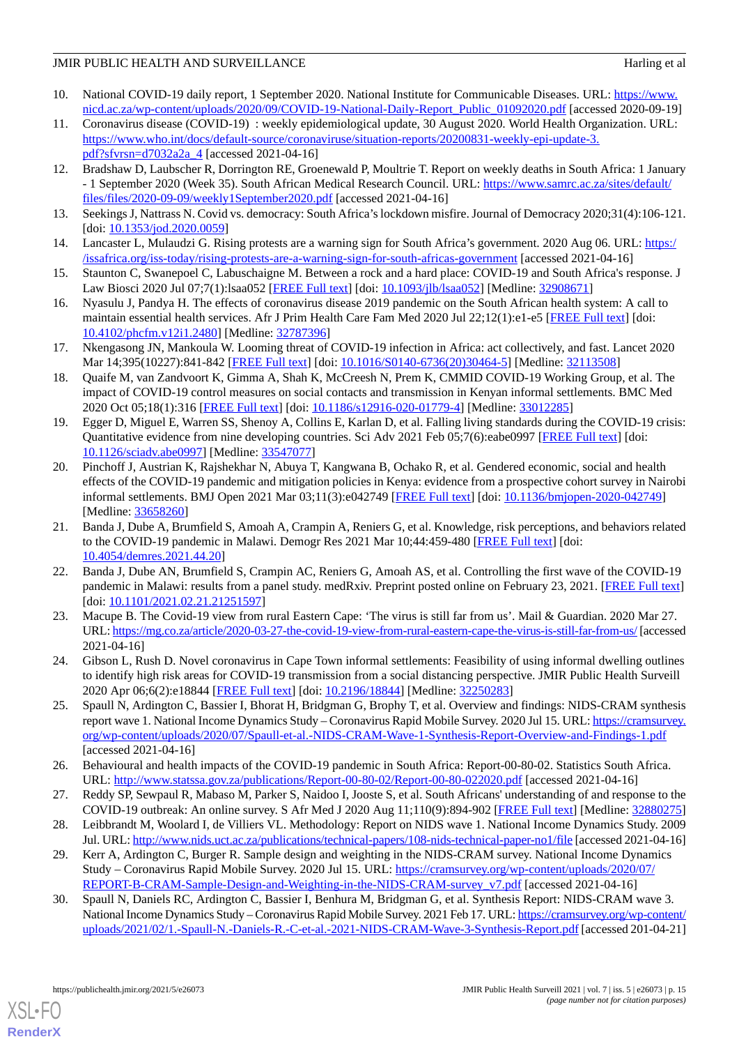10. National COVID-19 daily report, 1 September 2020. National Institute for Communicable Diseases. URL: https://www.nicd.ac.za/wp-content/uploads/2020/09/COVID-19-National-Daily-Report_Public_01092020.pdf [accessed 2020-09-19]
11. Coronavirus disease (COVID-19) : weekly epidemiological update, 30 August 2020. World Health Organization. URL: https://www.who.int/docs/default-source/coronaviruse/situation-reports/20200831-weekly-epi-update-3.pdf?sfvrsn=d7032a2a_4 [accessed 2021-04-16]
12. Bradshaw D, Laubscher R, Dorrington RE, Groenewald P, Moultrie T. Report on weekly deaths in South Africa: 1 January - 1 September 2020 (Week 35). South African Medical Research Council. URL: https://www.samrc.ac.za/sites/default/files/files/2020-09-09/weekly1September2020.pdf [accessed 2021-04-16]
13. Seekings J, Nattrass N. Covid vs. democracy: South Africa's lockdown misfire. Journal of Democracy 2020;31(4):106-121. [doi: 10.1353/jod.2020.0059]
14. Lancaster L, Mulaudzi G. Rising protests are a warning sign for South Africa's government. 2020 Aug 06. URL: https://issafrica.org/iss-today/rising-protests-are-a-warning-sign-for-south-africas-government [accessed 2021-04-16]
15. Staunton C, Swanepoel C, Labuschaigne M. Between a rock and a hard place: COVID-19 and South Africa's response. J Law Biosci 2020 Jul 07;7(1):lsaa052 [FREE Full text] [doi: 10.1093/jlb/lsaa052] [Medline: 32908671]
16. Nyasulu J, Pandya H. The effects of coronavirus disease 2019 pandemic on the South African health system: A call to maintain essential health services. Afr J Prim Health Care Fam Med 2020 Jul 22;12(1):e1-e5 [FREE Full text] [doi: 10.4102/phcfm.v12i1.2480] [Medline: 32787396]
17. Nkengasong JN, Mankoula W. Looming threat of COVID-19 infection in Africa: act collectively, and fast. Lancet 2020 Mar 14;395(10227):841-842 [FREE Full text] [doi: 10.1016/S0140-6736(20)30464-5] [Medline: 32113508]
18. Quaife M, van Zandvoort K, Gimma A, Shah K, McCreesh N, Prem K, CMMID COVID-19 Working Group, et al. The impact of COVID-19 control measures on social contacts and transmission in Kenyan informal settlements. BMC Med 2020 Oct 05;18(1):316 [FREE Full text] [doi: 10.1186/s12916-020-01779-4] [Medline: 33012285]
19. Egger D, Miguel E, Warren SS, Shenoy A, Collins E, Karlan D, et al. Falling living standards during the COVID-19 crisis: Quantitative evidence from nine developing countries. Sci Adv 2021 Feb 05;7(6):eabe0997 [FREE Full text] [doi: 10.1126/sciadv.abe0997] [Medline: 33547077]
20. Pinchoff J, Austrian K, Rajshekhar N, Abuya T, Kangwana B, Ochako R, et al. Gendered economic, social and health effects of the COVID-19 pandemic and mitigation policies in Kenya: evidence from a prospective cohort survey in Nairobi informal settlements. BMJ Open 2021 Mar 03;11(3):e042749 [FREE Full text] [doi: 10.1136/bmjopen-2020-042749] [Medline: 33658260]
21. Banda J, Dube A, Brumfield S, Amoah A, Crampin A, Reniers G, et al. Knowledge, risk perceptions, and behaviors related to the COVID-19 pandemic in Malawi. Demogr Res 2021 Mar 10;44:459-480 [FREE Full text] [doi: 10.4054/demres.2021.44.20]
22. Banda J, Dube AN, Brumfield S, Crampin AC, Reniers G, Amoah AS, et al. Controlling the first wave of the COVID-19 pandemic in Malawi: results from a panel study. medRxiv. Preprint posted online on February 23, 2021. [FREE Full text] [doi: 10.1101/2021.02.21.21251597]
23. Macupe B. The Covid-19 view from rural Eastern Cape: 'The virus is still far from us'. Mail & Guardian. 2020 Mar 27. URL: https://mg.co.za/article/2020-03-27-the-covid-19-view-from-rural-eastern-cape-the-virus-is-still-far-from-us/ [accessed 2021-04-16]
24. Gibson L, Rush D. Novel coronavirus in Cape Town informal settlements: Feasibility of using informal dwelling outlines to identify high risk areas for COVID-19 transmission from a social distancing perspective. JMIR Public Health Surveill 2020 Apr 06;6(2):e18844 [FREE Full text] [doi: 10.2196/18844] [Medline: 32250283]
25. Spaull N, Ardington C, Bassier I, Bhorat H, Bridgman G, Brophy T, et al. Overview and findings: NIDS-CRAM synthesis report wave 1. National Income Dynamics Study – Coronavirus Rapid Mobile Survey. 2020 Jul 15. URL: https://cramsurvey.org/wp-content/uploads/2020/07/Spaull-et-al.-NIDS-CRAM-Wave-1-Synthesis-Report-Overview-and-Findings-1.pdf [accessed 2021-04-16]
26. Behavioural and health impacts of the COVID-19 pandemic in South Africa: Report-00-80-02. Statistics South Africa. URL: http://www.statssa.gov.za/publications/Report-00-80-02/Report-00-80-022020.pdf [accessed 2021-04-16]
27. Reddy SP, Sewpaul R, Mabaso M, Parker S, Naidoo I, Jooste S, et al. South Africans' understanding of and response to the COVID-19 outbreak: An online survey. S Afr Med J 2020 Aug 11;110(9):894-902 [FREE Full text] [Medline: 32880275]
28. Leibbrandt M, Woolard I, de Villiers VL. Methodology: Report on NIDS wave 1. National Income Dynamics Study. 2009 Jul. URL: http://www.nids.uct.ac.za/publications/technical-papers/108-nids-technical-paper-no1/file [accessed 2021-04-16]
29. Kerr A, Ardington C, Burger R. Sample design and weighting in the NIDS-CRAM survey. National Income Dynamics Study – Coronavirus Rapid Mobile Survey. 2020 Jul 15. URL: https://cramsurvey.org/wp-content/uploads/2020/07/REPORT-B-CRAM-Sample-Design-and-Weighting-in-the-NIDS-CRAM-survey_v7.pdf [accessed 2021-04-16]
30. Spaull N, Daniels RC, Ardington C, Bassier I, Benhura M, Bridgman G, et al. Synthesis Report: NIDS-CRAM wave 3. National Income Dynamics Study – Coronavirus Rapid Mobile Survey. 2021 Feb 17. URL: https://cramsurvey.org/wp-content/uploads/2021/02/1.-Spaull-N.-Daniels-R.-C-et-al.-2021-NIDS-CRAM-Wave-3-Synthesis-Report.pdf [accessed 201-04-21]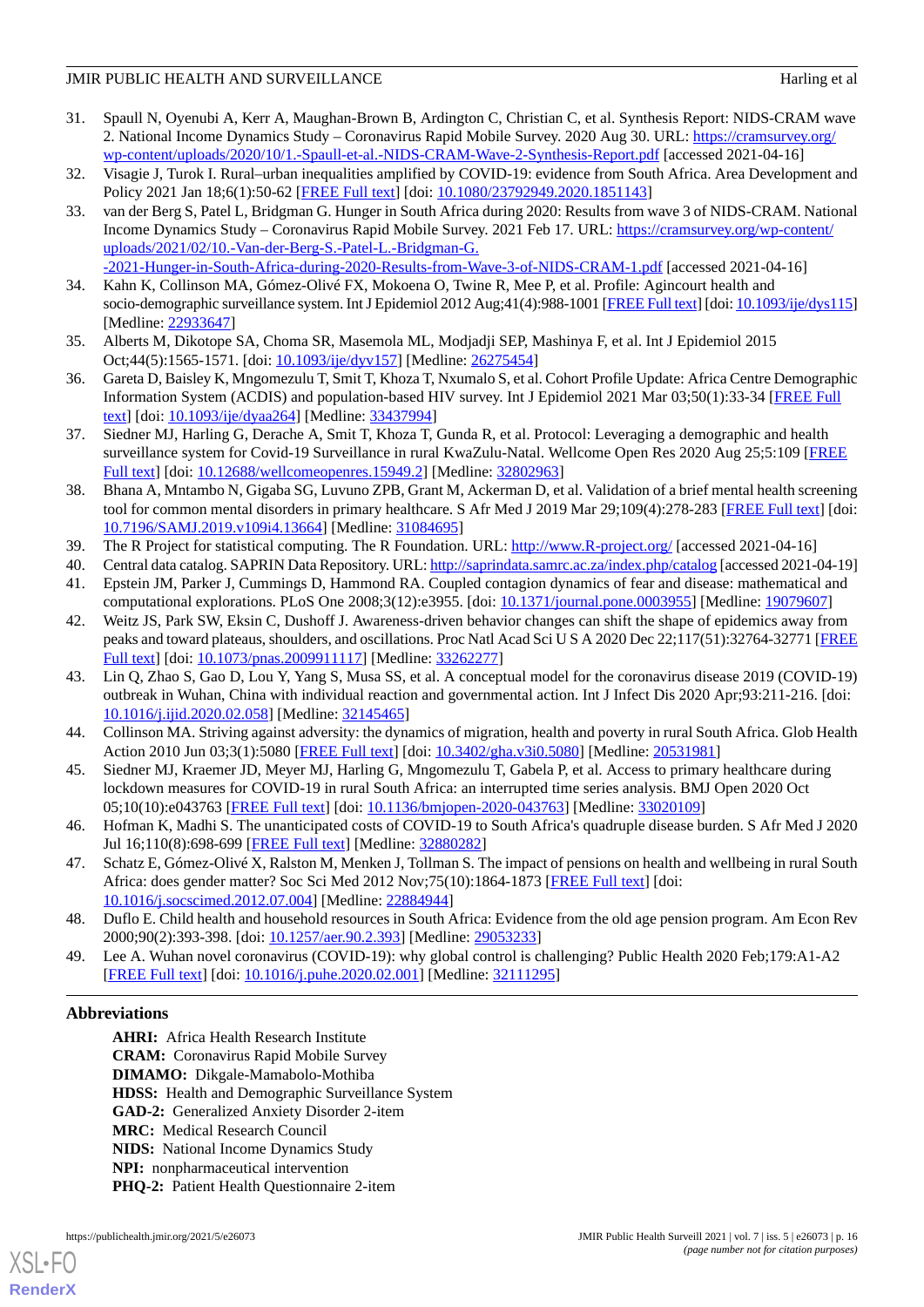31. Spaull N, Oyenubi A, Kerr A, Maughan-Brown B, Ardington C, Christian C, et al. Synthesis Report: NIDS-CRAM wave 2. National Income Dynamics Study – Coronavirus Rapid Mobile Survey. 2020 Aug 30. URL: https://cramsurvey.org/wp-content/uploads/2020/10/1.-Spaull-et-al.-NIDS-CRAM-Wave-2-Synthesis-Report.pdf [accessed 2021-04-16]
32. Visagie J, Turok I. Rural–urban inequalities amplified by COVID-19: evidence from South Africa. Area Development and Policy 2021 Jan 18;6(1):50-62 [FREE Full text] [doi: 10.1080/23792949.2020.1851143]
33. van der Berg S, Patel L, Bridgman G. Hunger in South Africa during 2020: Results from wave 3 of NIDS-CRAM. National Income Dynamics Study – Coronavirus Rapid Mobile Survey. 2021 Feb 17. URL: https://cramsurvey.org/wp-content/uploads/2021/02/10.-Van-der-Berg-S.-Patel-L.-Bridgman-G.-2021-Hunger-in-South-Africa-during-2020-Results-from-Wave-3-of-NIDS-CRAM-1.pdf [accessed 2021-04-16]
34. Kahn K, Collinson MA, Gómez-Olivé FX, Mokoena O, Twine R, Mee P, et al. Profile: Agincourt health and socio-demographic surveillance system. Int J Epidemiol 2012 Aug;41(4):988-1001 [FREE Full text] [doi: 10.1093/ije/dys115] [Medline: 22933647]
35. Alberts M, Dikotope SA, Choma SR, Masemola ML, Modjadji SEP, Mashinya F, et al. Int J Epidemiol 2015 Oct;44(5):1565-1571. [doi: 10.1093/ije/dyv157] [Medline: 26275454]
36. Gareta D, Baisley K, Mngomezulu T, Smit T, Khoza T, Nxumalo S, et al. Cohort Profile Update: Africa Centre Demographic Information System (ACDIS) and population-based HIV survey. Int J Epidemiol 2021 Mar 03;50(1):33-34 [FREE Full text] [doi: 10.1093/ije/dyaa264] [Medline: 33437994]
37. Siedner MJ, Harling G, Derache A, Smit T, Khoza T, Gunda R, et al. Protocol: Leveraging a demographic and health surveillance system for Covid-19 Surveillance in rural KwaZulu-Natal. Wellcome Open Res 2020 Aug 25;5:109 [FREE Full text] [doi: 10.12688/wellcomeopenres.15949.2] [Medline: 32802963]
38. Bhana A, Mntambo N, Gigaba SG, Luvuno ZPB, Grant M, Ackerman D, et al. Validation of a brief mental health screening tool for common mental disorders in primary healthcare. S Afr Med J 2019 Mar 29;109(4):278-283 [FREE Full text] [doi: 10.7196/SAMJ.2019.v109i4.13664] [Medline: 31084695]
39. The R Project for statistical computing. The R Foundation. URL: http://www.R-project.org/ [accessed 2021-04-16]
40. Central data catalog. SAPRIN Data Repository. URL: http://saprindata.samrc.ac.za/index.php/catalog [accessed 2021-04-19]
41. Epstein JM, Parker J, Cummings D, Hammond RA. Coupled contagion dynamics of fear and disease: mathematical and computational explorations. PLoS One 2008;3(12):e3955. [doi: 10.1371/journal.pone.0003955] [Medline: 19079607]
42. Weitz JS, Park SW, Eksin C, Dushoff J. Awareness-driven behavior changes can shift the shape of epidemics away from peaks and toward plateaus, shoulders, and oscillations. Proc Natl Acad Sci U S A 2020 Dec 22;117(51):32764-32771 [FREE Full text] [doi: 10.1073/pnas.2009911117] [Medline: 33262277]
43. Lin Q, Zhao S, Gao D, Lou Y, Yang S, Musa SS, et al. A conceptual model for the coronavirus disease 2019 (COVID-19) outbreak in Wuhan, China with individual reaction and governmental action. Int J Infect Dis 2020 Apr;93:211-216. [doi: 10.1016/j.ijid.2020.02.058] [Medline: 32145465]
44. Collinson MA. Striving against adversity: the dynamics of migration, health and poverty in rural South Africa. Glob Health Action 2010 Jun 03;3(1):5080 [FREE Full text] [doi: 10.3402/gha.v3i0.5080] [Medline: 20531981]
45. Siedner MJ, Kraemer JD, Meyer MJ, Harling G, Mngomezulu T, Gabela P, et al. Access to primary healthcare during lockdown measures for COVID-19 in rural South Africa: an interrupted time series analysis. BMJ Open 2020 Oct 05;10(10):e043763 [FREE Full text] [doi: 10.1136/bmjopen-2020-043763] [Medline: 33020109]
46. Hofman K, Madhi S. The unanticipated costs of COVID-19 to South Africa's quadruple disease burden. S Afr Med J 2020 Jul 16;110(8):698-699 [FREE Full text] [Medline: 32880282]
47. Schatz E, Gómez-Olivé X, Ralston M, Menken J, Tollman S. The impact of pensions on health and wellbeing in rural South Africa: does gender matter? Soc Sci Med 2012 Nov;75(10):1864-1873 [FREE Full text] [doi: 10.1016/j.socscimed.2012.07.004] [Medline: 22884944]
48. Duflo E. Child health and household resources in South Africa: Evidence from the old age pension program. Am Econ Rev 2000;90(2):393-398. [doi: 10.1257/aer.90.2.393] [Medline: 29053233]
49. Lee A. Wuhan novel coronavirus (COVID-19): why global control is challenging? Public Health 2020 Feb;179:A1-A2 [FREE Full text] [doi: 10.1016/j.puhe.2020.02.001] [Medline: 32111295]

## Abbreviations

**AHRI:** Africa Health Research Institute
**CRAM:** Coronavirus Rapid Mobile Survey
**DIMAMO:** Dikgale-Mamabolo-Mothiba
**HDSS:** Health and Demographic Surveillance System
**GAD-2:** Generalized Anxiety Disorder 2-item
**MRC:** Medical Research Council
**NIDS:** National Income Dynamics Study
**NPI:** nonpharmaceutical intervention
**PHQ-2:** Patient Health Questionnaire 2-item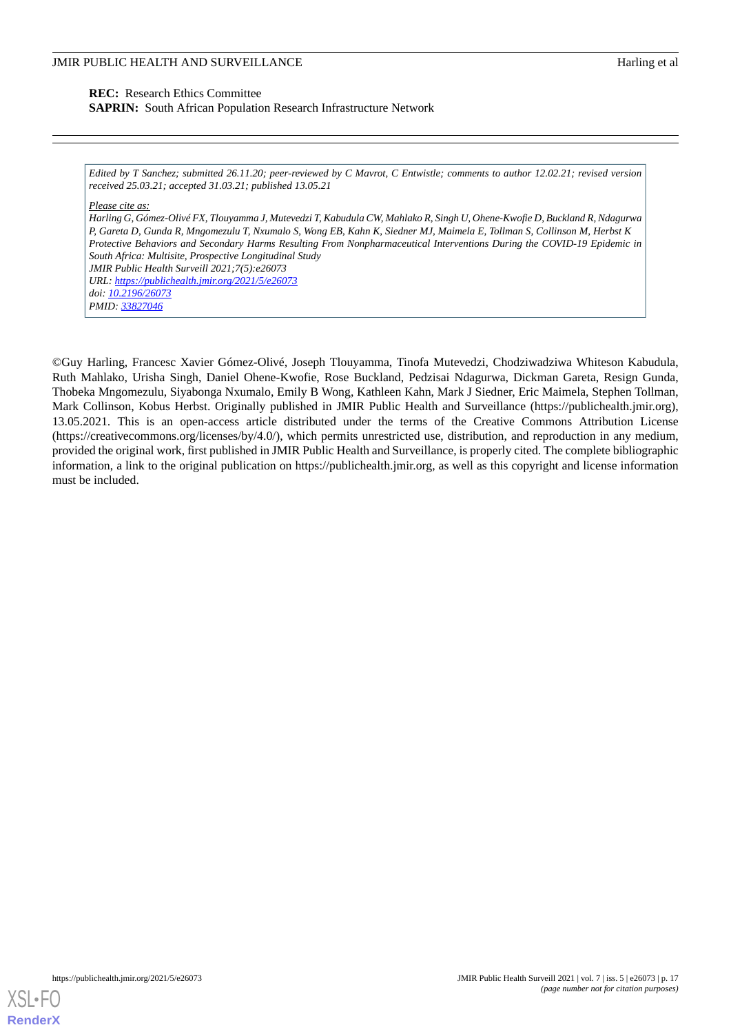**REC:** Research Ethics Committee
**SAPRIN:** South African Population Research Infrastructure Network

---

*Edited by T Sanchez; submitted 26.11.20; peer-reviewed by C Mavrot, C Entwistle; comments to author 12.02.21; revised version received 25.03.21; accepted 31.03.21; published 13.05.21*

*Please cite as:*
*Harling G, Gómez-Olivé FX, Tlouyamma J, Mutevedzi T, Kabudula CW, Mahlako R, Singh U, Ohene-Kwofie D, Buckland R, Ndagurwa P, Gareta D, Gunda R, Mngomezulu T, Nxumalo S, Wong EB, Kahn K, Siedner MJ, Maimela E, Tollman S, Collinson M, Herbst K*
*Protective Behaviors and Secondary Harms Resulting From Nonpharmaceutical Interventions During the COVID-19 Epidemic in South Africa: Multisite, Prospective Longitudinal Study*
*JMIR Public Health Surveill 2021;7(5):e26073*
*URL: https://publichealth.jmir.org/2021/5/e26073*
*doi: 10.2196/26073*
*PMID: 33827046*

©Guy Harling, Francesc Xavier Gómez-Olivé, Joseph Tlouyamma, Tinofa Mutevedzi, Chodziwadziwa Whiteson Kabudula, Ruth Mahlako, Urisha Singh, Daniel Ohene-Kwofie, Rose Buckland, Pedzisai Ndagurwa, Dickman Gareta, Resign Gunda, Thobeka Mngomezulu, Siyabonga Nxumalo, Emily B Wong, Kathleen Kahn, Mark J Siedner, Eric Maimela, Stephen Tollman, Mark Collinson, Kobus Herbst. Originally published in JMIR Public Health and Surveillance (https://publichealth.jmir.org), 13.05.2021. This is an open-access article distributed under the terms of the Creative Commons Attribution License (https://creativecommons.org/licenses/by/4.0/), which permits unrestricted use, distribution, and reproduction in any medium, provided the original work, first published in JMIR Public Health and Surveillance, is properly cited. The complete bibliographic information, a link to the original publication on https://publichealth.jmir.org, as well as this copyright and license information must be included.